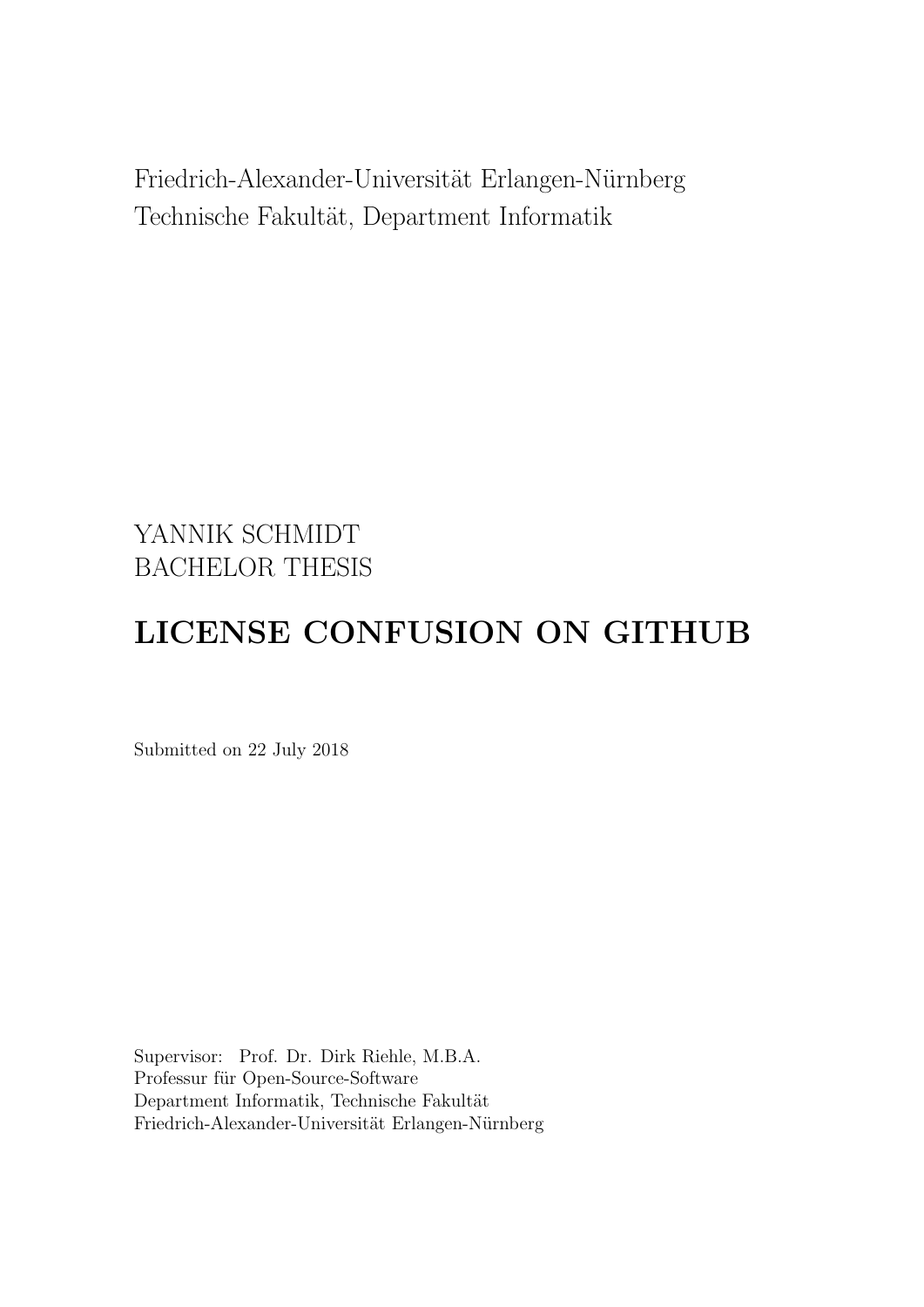Friedrich-Alexander-Universität Erlangen-Nürnberg
Technische Fakultät, Department Informatik

YANNIK SCHMIDT
BACHELOR THESIS

# LICENSE CONFUSION ON GITHUB

Submitted on 22 July 2018

Supervisor: Prof. Dr. Dirk Riehle, M.B.A.
Professur für Open-Source-Software
Department Informatik, Technische Fakultät
Friedrich-Alexander-Universität Erlangen-Nürnberg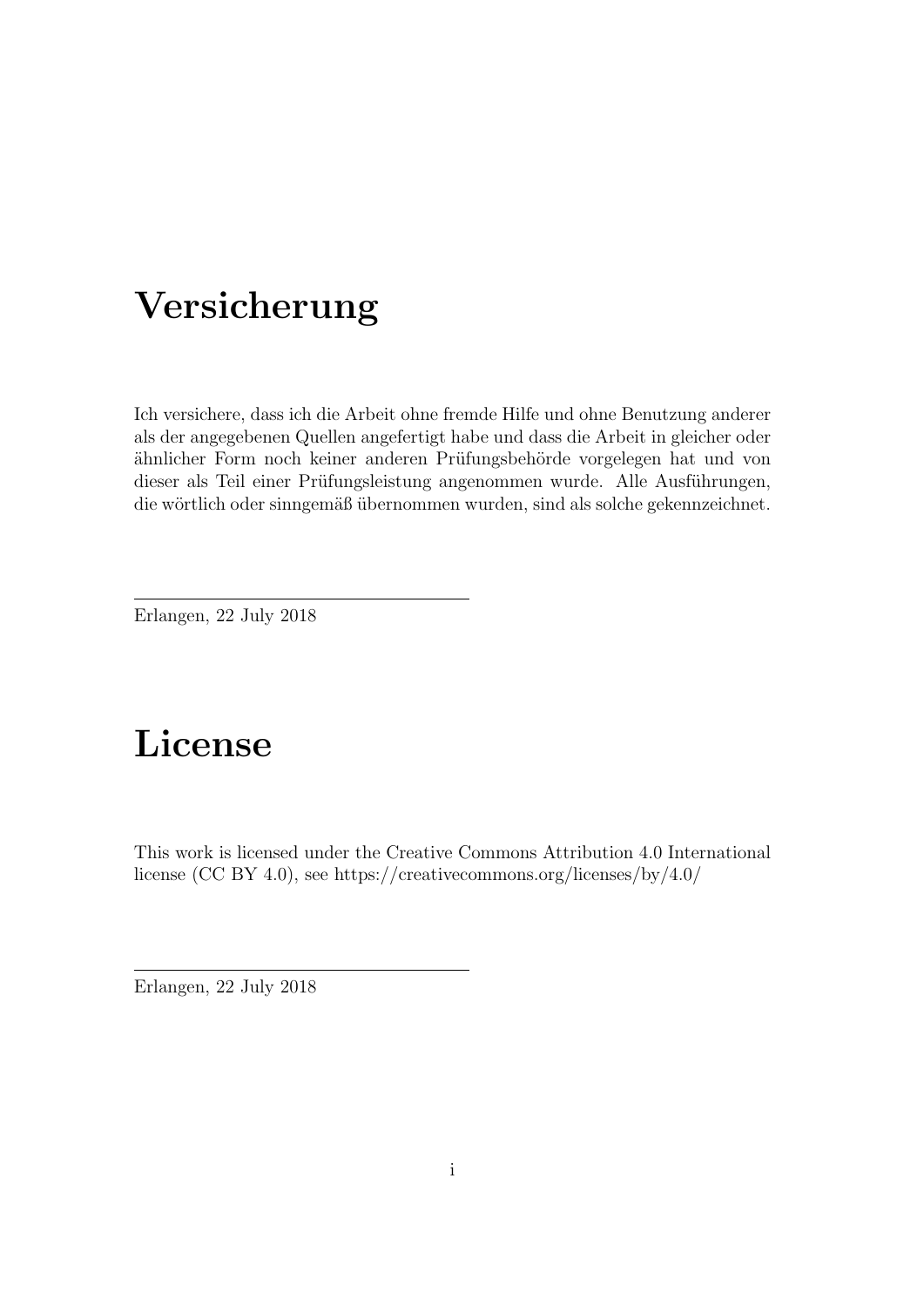# Versicherung

Ich versichere, dass ich die Arbeit ohne fremde Hilfe und ohne Benutzung anderer als der angegebenen Quellen angefertigt habe und dass die Arbeit in gleicher oder ähnlicher Form noch keiner anderen Prüfungsbehörde vorgelegen hat und von dieser als Teil einer Prüfungsleistung angenommen wurde. Alle Ausführungen, die wörtlich oder sinngemäß übernommen wurden, sind als solche gekennzeichnet.

---

Erlangen, 22 July 2018

# License

This work is licensed under the Creative Commons Attribution 4.0 International license (CC BY 4.0), see https://creativecommons.org/licenses/by/4.0/

---

Erlangen, 22 July 2018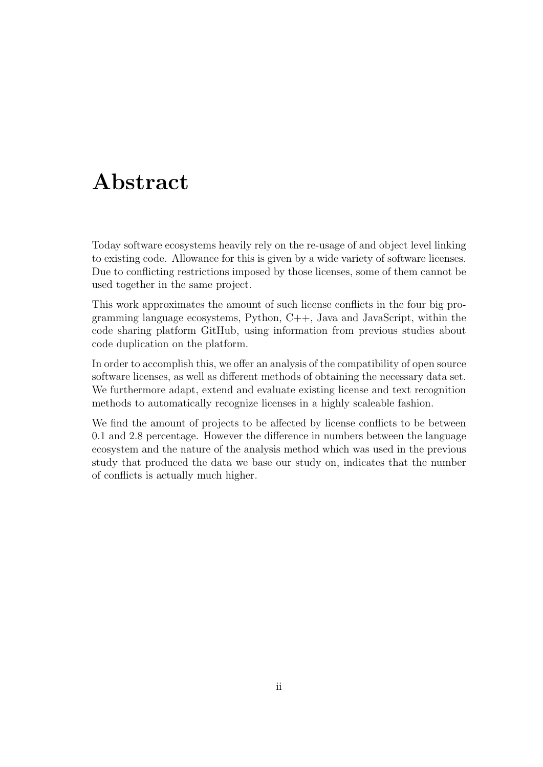# Abstract

Today software ecosystems heavily rely on the re-usage of and object level linking to existing code. Allowance for this is given by a wide variety of software licenses. Due to conflicting restrictions imposed by those licenses, some of them cannot be used together in the same project.

This work approximates the amount of such license conflicts in the four big programming language ecosystems, Python, C++, Java and JavaScript, within the code sharing platform GitHub, using information from previous studies about code duplication on the platform.

In order to accomplish this, we offer an analysis of the compatibility of open source software licenses, as well as different methods of obtaining the necessary data set. We furthermore adapt, extend and evaluate existing license and text recognition methods to automatically recognize licenses in a highly scaleable fashion.

We find the amount of projects to be affected by license conflicts to be between 0.1 and 2.8 percentage. However the difference in numbers between the language ecosystem and the nature of the analysis method which was used in the previous study that produced the data we base our study on, indicates that the number of conflicts is actually much higher.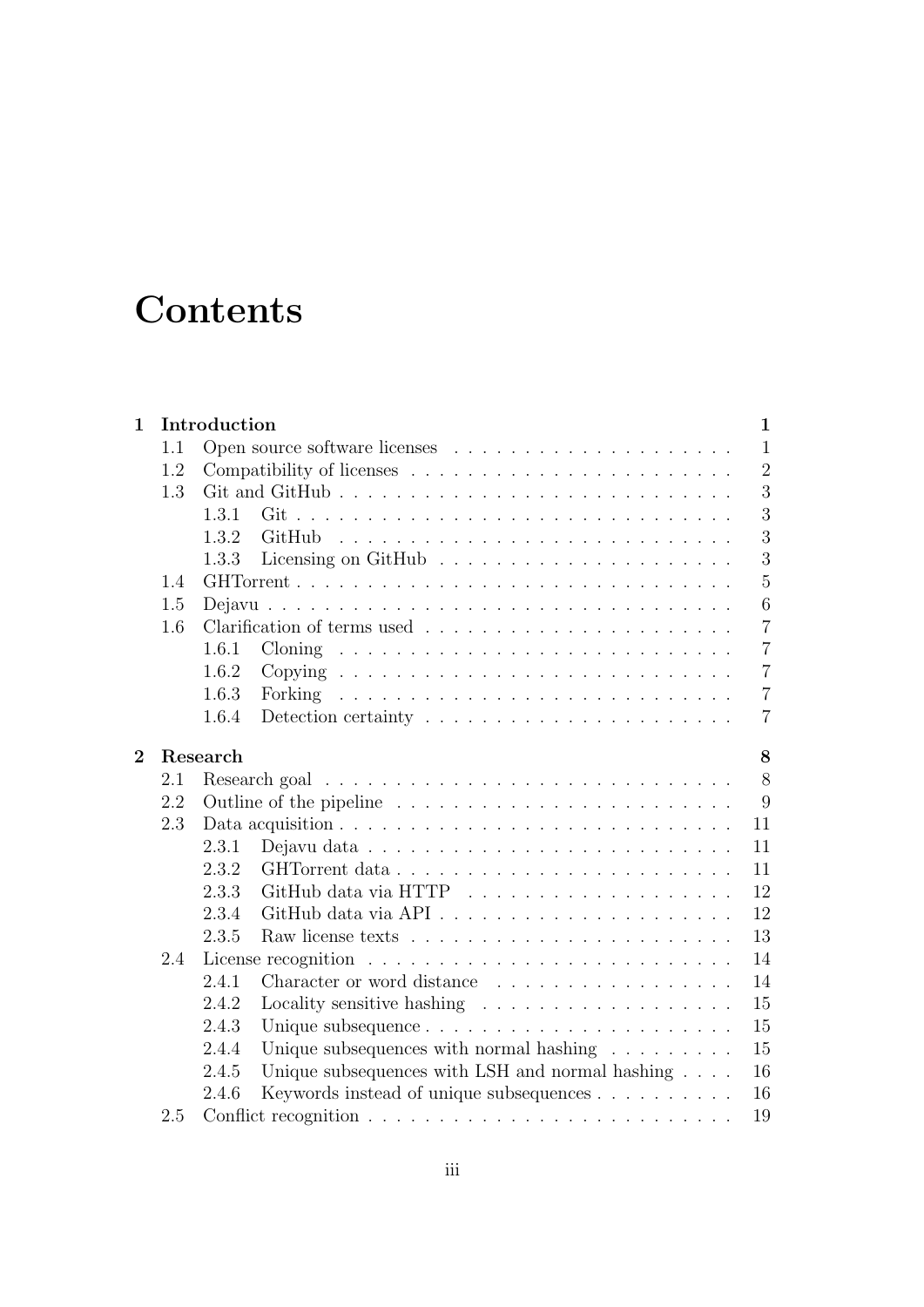# Contents

| | | |
|---|---|---|
| **1** | **Introduction** | **1** |
| 1.1 | Open source software licenses | 1 |
| 1.2 | Compatibility of licenses | 2 |
| 1.3 | Git and GitHub | 3 |
| 1.3.1 | Git | 3 |
| 1.3.2 | GitHub | 3 |
| 1.3.3 | Licensing on GitHub | 3 |
| 1.4 | GHTorrent | 5 |
| 1.5 | Dejavu | 6 |
| 1.6 | Clarification of terms used | 7 |
| 1.6.1 | Cloning | 7 |
| 1.6.2 | Copying | 7 |
| 1.6.3 | Forking | 7 |
| 1.6.4 | Detection certainty | 7 |
| **2** | **Research** | **8** |
| 2.1 | Research goal | 8 |
| 2.2 | Outline of the pipeline | 9 |
| 2.3 | Data acquisition | 11 |
| 2.3.1 | Dejavu data | 11 |
| 2.3.2 | GHTorrent data | 11 |
| 2.3.3 | GitHub data via HTTP | 12 |
| 2.3.4 | GitHub data via API | 12 |
| 2.3.5 | Raw license texts | 13 |
| 2.4 | License recognition | 14 |
| 2.4.1 | Character or word distance | 14 |
| 2.4.2 | Locality sensitive hashing | 15 |
| 2.4.3 | Unique subsequence | 15 |
| 2.4.4 | Unique subsequences with normal hashing | 15 |
| 2.4.5 | Unique subsequences with LSH and normal hashing | 16 |
| 2.4.6 | Keywords instead of unique subsequences | 16 |
| 2.5 | Conflict recognition | 19 |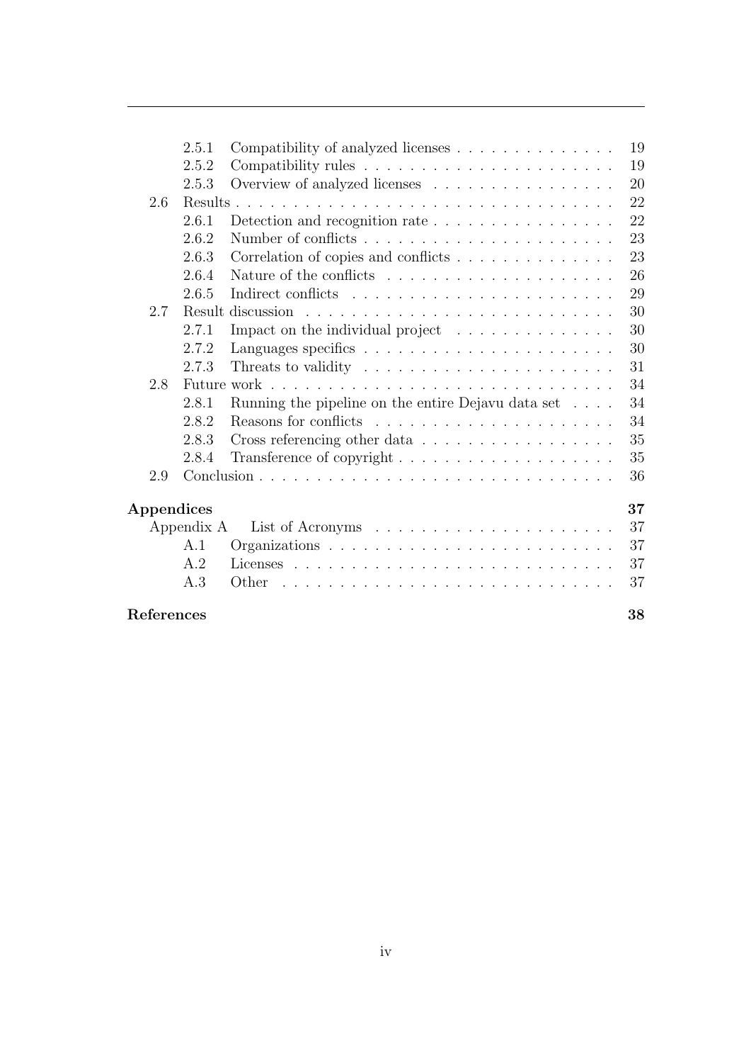- 2.5.1 Compatibility of analyzed licenses . . . . . . . . . . . . . . 19
- 2.5.2 Compatibility rules . . . . . . . . . . . . . . . . . . . . . . 19
- 2.5.3 Overview of analyzed licenses . . . . . . . . . . . . . . . . 20
- 2.6 Results . . . . . . . . . . . . . . . . . . . . . . . . . . . . . . . 22
  - 2.6.1 Detection and recognition rate . . . . . . . . . . . . . . . . 22
  - 2.6.2 Number of conflicts . . . . . . . . . . . . . . . . . . . . . . 23
  - 2.6.3 Correlation of copies and conflicts . . . . . . . . . . . . . . 23
  - 2.6.4 Nature of the conflicts . . . . . . . . . . . . . . . . . . . . 26
  - 2.6.5 Indirect conflicts . . . . . . . . . . . . . . . . . . . . . . . 29
- 2.7 Result discussion . . . . . . . . . . . . . . . . . . . . . . . . . . 30
  - 2.7.1 Impact on the individual project . . . . . . . . . . . . . . 30
  - 2.7.2 Languages specifics . . . . . . . . . . . . . . . . . . . . . . 30
  - 2.7.3 Threats to validity . . . . . . . . . . . . . . . . . . . . . . 31
- 2.8 Future work . . . . . . . . . . . . . . . . . . . . . . . . . . . . . 34
  - 2.8.1 Running the pipeline on the entire Dejavu data set . . . . 34
  - 2.8.2 Reasons for conflicts . . . . . . . . . . . . . . . . . . . . . 34
  - 2.8.3 Cross referencing other data . . . . . . . . . . . . . . . . . 35
  - 2.8.4 Transference of copyright . . . . . . . . . . . . . . . . . . . 35
- 2.9 Conclusion . . . . . . . . . . . . . . . . . . . . . . . . . . . . . . 36

**Appendices** **37**

- Appendix A List of Acronyms . . . . . . . . . . . . . . . . . . . . 37
  - A.1 Organizations . . . . . . . . . . . . . . . . . . . . . . . . . 37
  - A.2 Licenses . . . . . . . . . . . . . . . . . . . . . . . . . . . . 37
  - A.3 Other . . . . . . . . . . . . . . . . . . . . . . . . . . . . . 37

**References** **38**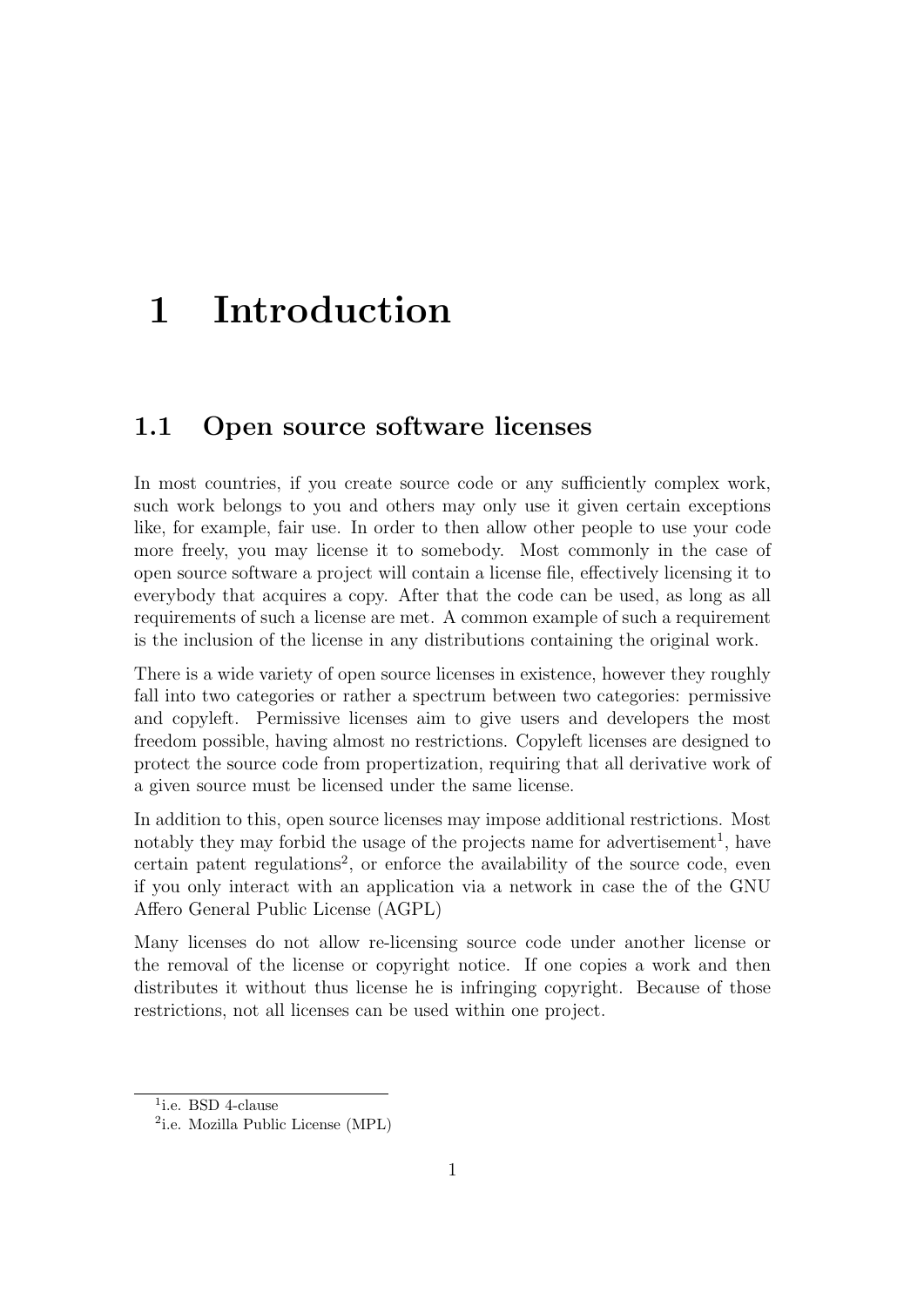# 1 Introduction

## 1.1 Open source software licenses

In most countries, if you create source code or any sufficiently complex work, such work belongs to you and others may only use it given certain exceptions like, for example, fair use. In order to then allow other people to use your code more freely, you may license it to somebody. Most commonly in the case of open source software a project will contain a license file, effectively licensing it to everybody that acquires a copy. After that the code can be used, as long as all requirements of such a license are met. A common example of such a requirement is the inclusion of the license in any distributions containing the original work.

There is a wide variety of open source licenses in existence, however they roughly fall into two categories or rather a spectrum between two categories: permissive and copyleft. Permissive licenses aim to give users and developers the most freedom possible, having almost no restrictions. Copyleft licenses are designed to protect the source code from propertization, requiring that all derivative work of a given source must be licensed under the same license.

In addition to this, open source licenses may impose additional restrictions. Most notably they may forbid the usage of the projects name for advertisement[1], have certain patent regulations[2], or enforce the availability of the source code, even if you only interact with an application via a network in case the of the GNU Affero General Public License (AGPL)

Many licenses do not allow re-licensing source code under another license or the removal of the license or copyright notice. If one copies a work and then distributes it without thus license he is infringing copyright. Because of those restrictions, not all licenses can be used within one project.

[1] i.e. BSD 4-clause

[2] i.e. Mozilla Public License (MPL)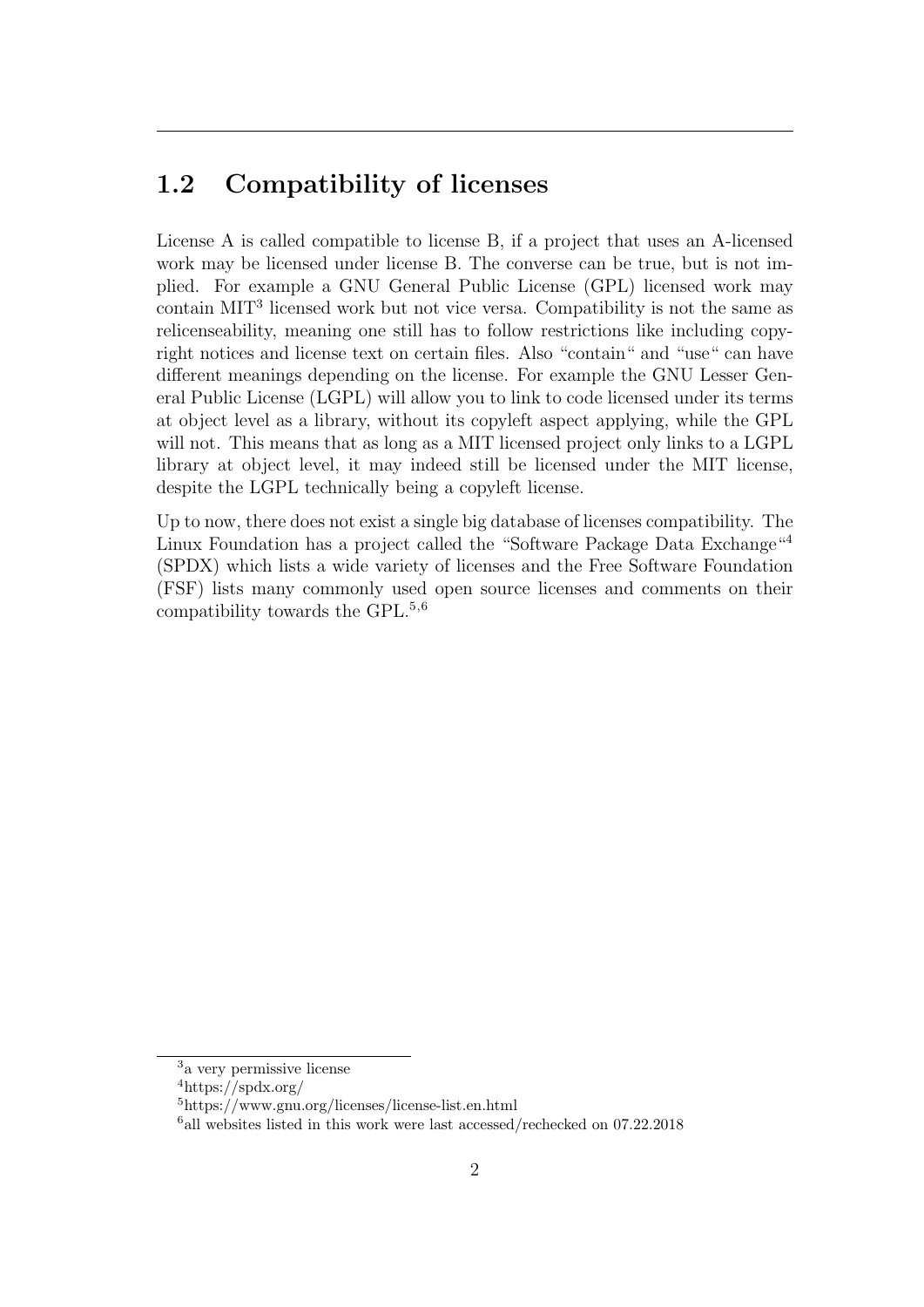## 1.2 Compatibility of licenses

License A is called compatible to license B, if a project that uses an A-licensed work may be licensed under license B. The converse can be true, but is not implied. For example a GNU General Public License (GPL) licensed work may contain MIT[3] licensed work but not vice versa. Compatibility is not the same as relicenseability, meaning one still has to follow restrictions like including copyright notices and license text on certain files. Also "contain" and "use" can have different meanings depending on the license. For example the GNU Lesser General Public License (LGPL) will allow you to link to code licensed under its terms at object level as a library, without its copyleft aspect applying, while the GPL will not. This means that as long as a MIT licensed project only links to a LGPL library at object level, it may indeed still be licensed under the MIT license, despite the LGPL technically being a copyleft license.

Up to now, there does not exist a single big database of licenses compatibility. The Linux Foundation has a project called the "Software Package Data Exchange"[4] (SPDX) which lists a wide variety of licenses and the Free Software Foundation (FSF) lists many commonly used open source licenses and comments on their compatibility towards the GPL.[5,6]

---

[3] a very permissive license

[4] https://spdx.org/

[5] https://www.gnu.org/licenses/license-list.en.html

[6] all websites listed in this work were last accessed/rechecked on 07.22.2018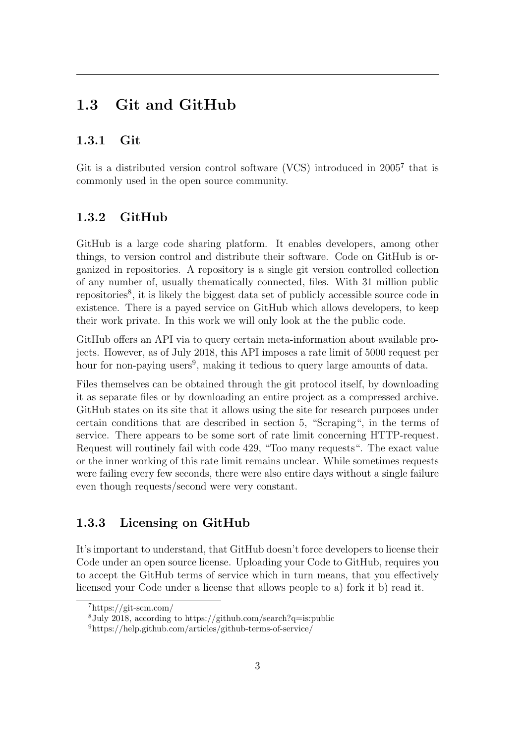## 1.3 Git and GitHub

### 1.3.1 Git

Git is a distributed version control software (VCS) introduced in 2005[7] that is commonly used in the open source community.

### 1.3.2 GitHub

GitHub is a large code sharing platform. It enables developers, among other things, to version control and distribute their software. Code on GitHub is organized in repositories. A repository is a single git version controlled collection of any number of, usually thematically connected, files. With 31 million public repositories[8], it is likely the biggest data set of publicly accessible source code in existence. There is a payed service on GitHub which allows developers, to keep their work private. In this work we will only look at the the public code.

GitHub offers an API via to query certain meta-information about available projects. However, as of July 2018, this API imposes a rate limit of 5000 request per hour for non-paying users[9], making it tedious to query large amounts of data.

Files themselves can be obtained through the git protocol itself, by downloading it as separate files or by downloading an entire project as a compressed archive. GitHub states on its site that it allows using the site for research purposes under certain conditions that are described in section 5, "Scraping", in the terms of service. There appears to be some sort of rate limit concerning HTTP-request. Request will routinely fail with code 429, "Too many requests". The exact value or the inner working of this rate limit remains unclear. While sometimes requests were failing every few seconds, there were also entire days without a single failure even though requests/second were very constant.

### 1.3.3 Licensing on GitHub

It's important to understand, that GitHub doesn't force developers to license their Code under an open source license. Uploading your Code to GitHub, requires you to accept the GitHub terms of service which in turn means, that you effectively licensed your Code under a license that allows people to a) fork it b) read it.

[7] https://git-scm.com/

[8] July 2018, according to https://github.com/search?q=is:public

[9] https://help.github.com/articles/github-terms-of-service/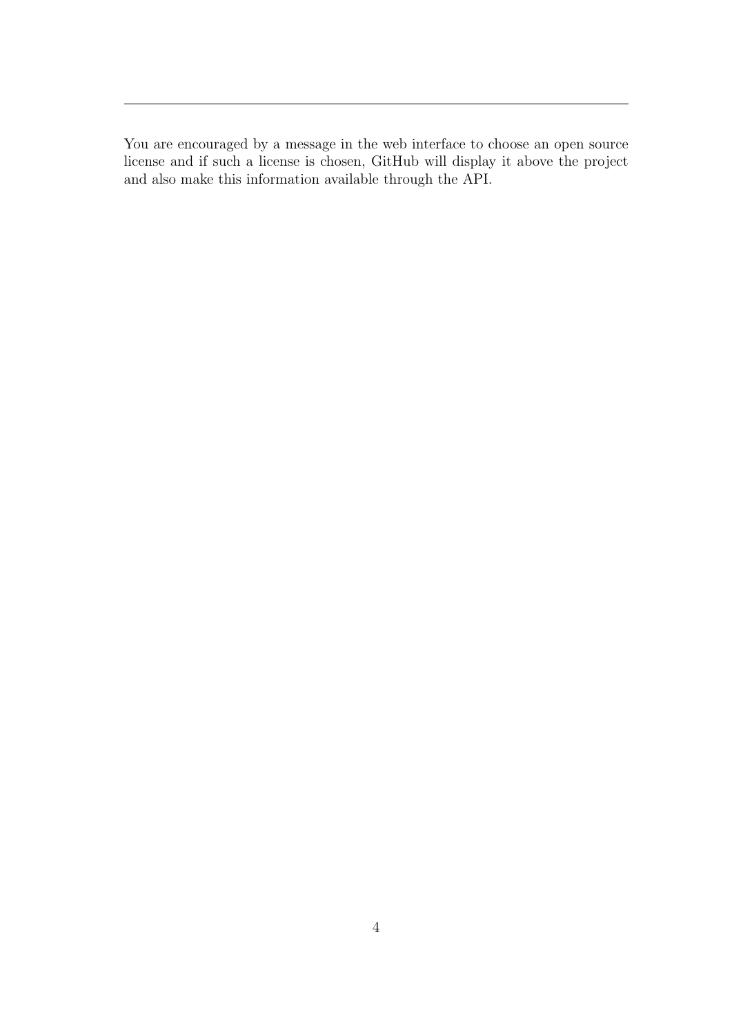You are encouraged by a message in the web interface to choose an open source license and if such a license is chosen, GitHub will display it above the project and also make this information available through the API.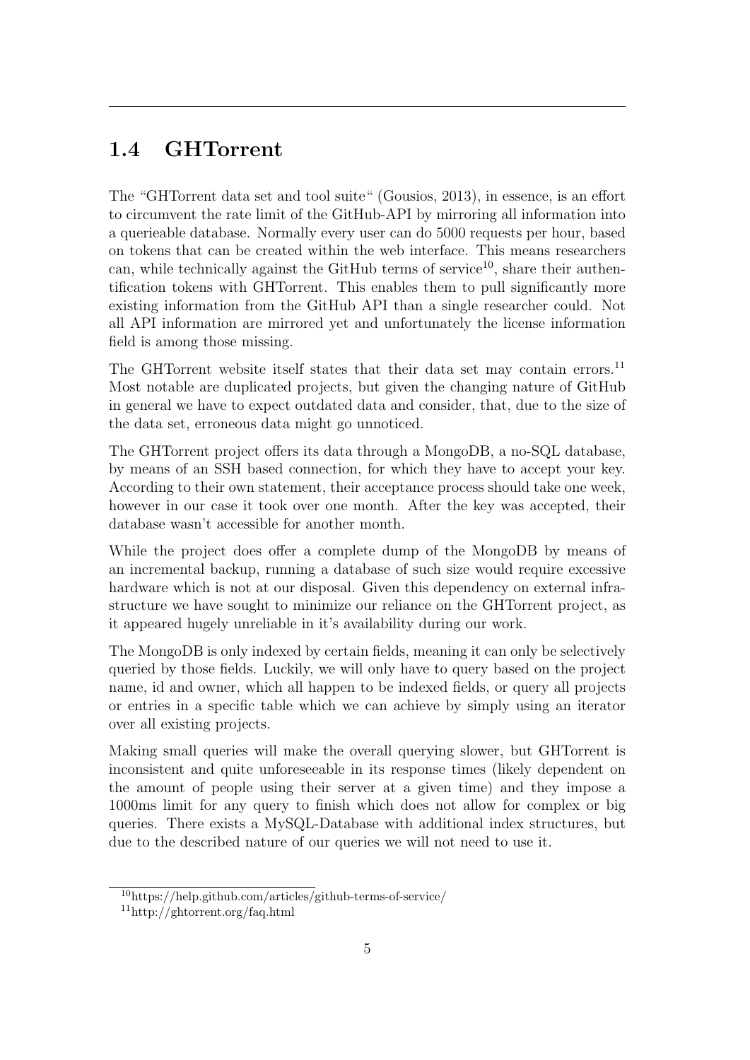## 1.4 GHTorrent

The "GHTorrent data set and tool suite" (Gousios, 2013), in essence, is an effort to circumvent the rate limit of the GitHub-API by mirroring all information into a querieable database. Normally every user can do 5000 requests per hour, based on tokens that can be created within the web interface. This means researchers can, while technically against the GitHub terms of service[10], share their authentification tokens with GHTorrent. This enables them to pull significantly more existing information from the GitHub API than a single researcher could. Not all API information are mirrored yet and unfortunately the license information field is among those missing.

The GHTorrent website itself states that their data set may contain errors.[11] Most notable are duplicated projects, but given the changing nature of GitHub in general we have to expect outdated data and consider, that, due to the size of the data set, erroneous data might go unnoticed.

The GHTorrent project offers its data through a MongoDB, a no-SQL database, by means of an SSH based connection, for which they have to accept your key. According to their own statement, their acceptance process should take one week, however in our case it took over one month. After the key was accepted, their database wasn't accessible for another month.

While the project does offer a complete dump of the MongoDB by means of an incremental backup, running a database of such size would require excessive hardware which is not at our disposal. Given this dependency on external infrastructure we have sought to minimize our reliance on the GHTorrent project, as it appeared hugely unreliable in it's availability during our work.

The MongoDB is only indexed by certain fields, meaning it can only be selectively queried by those fields. Luckily, we will only have to query based on the project name, id and owner, which all happen to be indexed fields, or query all projects or entries in a specific table which we can achieve by simply using an iterator over all existing projects.

Making small queries will make the overall querying slower, but GHTorrent is inconsistent and quite unforeseeable in its response times (likely dependent on the amount of people using their server at a given time) and they impose a 1000ms limit for any query to finish which does not allow for complex or big queries. There exists a MySQL-Database with additional index structures, but due to the described nature of our queries we will not need to use it.

[10] https://help.github.com/articles/github-terms-of-service/

[11] http://ghtorrent.org/faq.html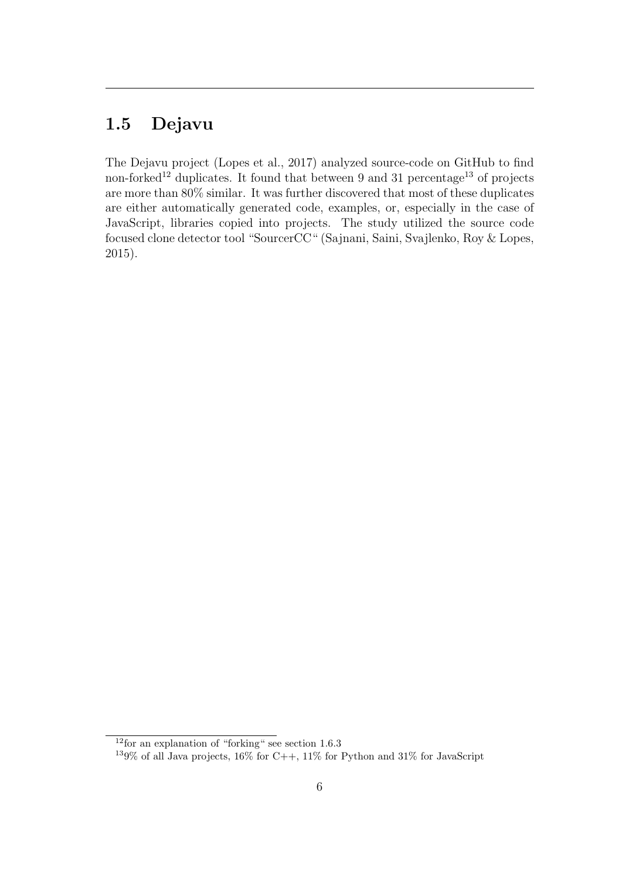## 1.5 Dejavu

The Dejavu project (Lopes et al., 2017) analyzed source-code on GitHub to find non-forked[12] duplicates. It found that between 9 and 31 percentage[13] of projects are more than 80% similar. It was further discovered that most of these duplicates are either automatically generated code, examples, or, especially in the case of JavaScript, libraries copied into projects. The study utilized the source code focused clone detector tool "SourcerCC" (Sajnani, Saini, Svajlenko, Roy & Lopes, 2015).

[12] for an explanation of "forking" see section 1.6.3

[13] 9% of all Java projects, 16% for C++, 11% for Python and 31% for JavaScript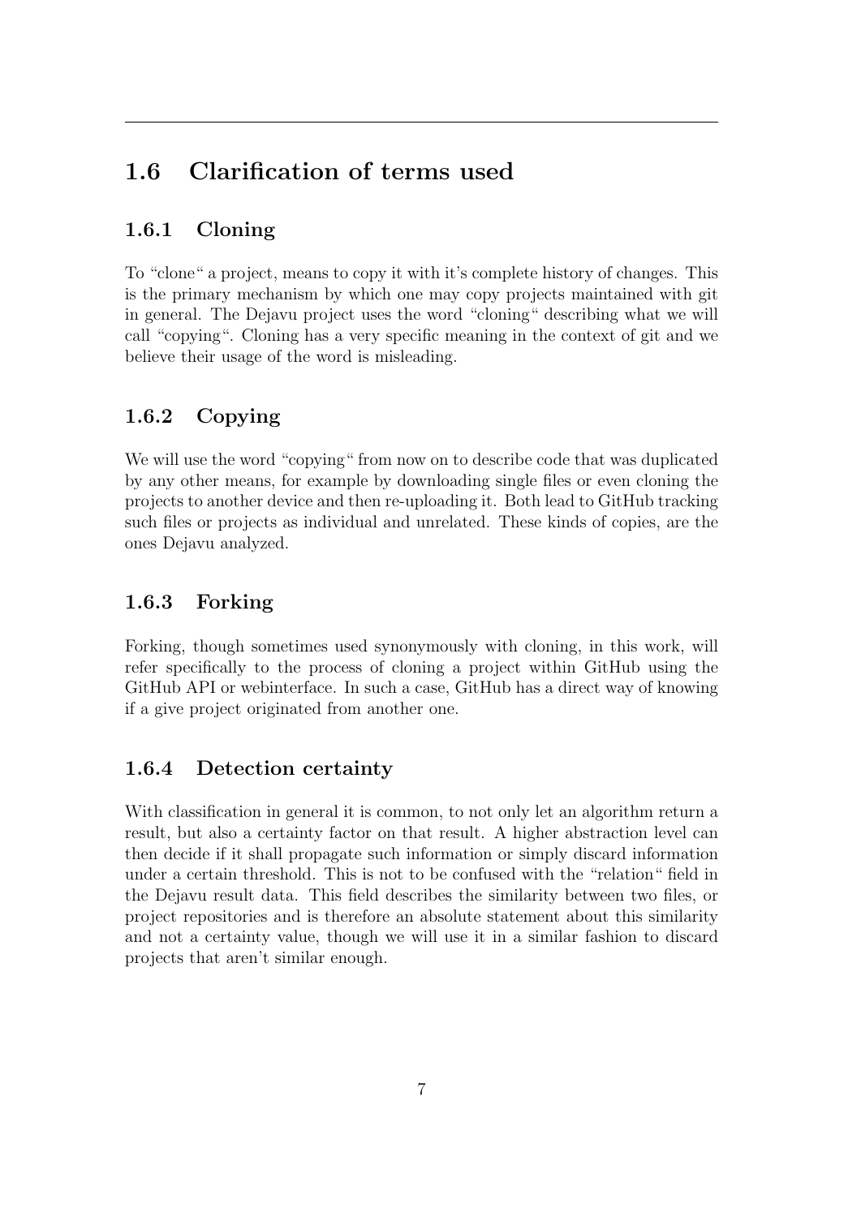## 1.6 Clarification of terms used

### 1.6.1 Cloning

To "clone" a project, means to copy it with it's complete history of changes. This is the primary mechanism by which one may copy projects maintained with git in general. The Dejavu project uses the word "cloning" describing what we will call "copying". Cloning has a very specific meaning in the context of git and we believe their usage of the word is misleading.

### 1.6.2 Copying

We will use the word "copying" from now on to describe code that was duplicated by any other means, for example by downloading single files or even cloning the projects to another device and then re-uploading it. Both lead to GitHub tracking such files or projects as individual and unrelated. These kinds of copies, are the ones Dejavu analyzed.

### 1.6.3 Forking

Forking, though sometimes used synonymously with cloning, in this work, will refer specifically to the process of cloning a project within GitHub using the GitHub API or webinterface. In such a case, GitHub has a direct way of knowing if a give project originated from another one.

### 1.6.4 Detection certainty

With classification in general it is common, to not only let an algorithm return a result, but also a certainty factor on that result. A higher abstraction level can then decide if it shall propagate such information or simply discard information under a certain threshold. This is not to be confused with the "relation" field in the Dejavu result data. This field describes the similarity between two files, or project repositories and is therefore an absolute statement about this similarity and not a certainty value, though we will use it in a similar fashion to discard projects that aren't similar enough.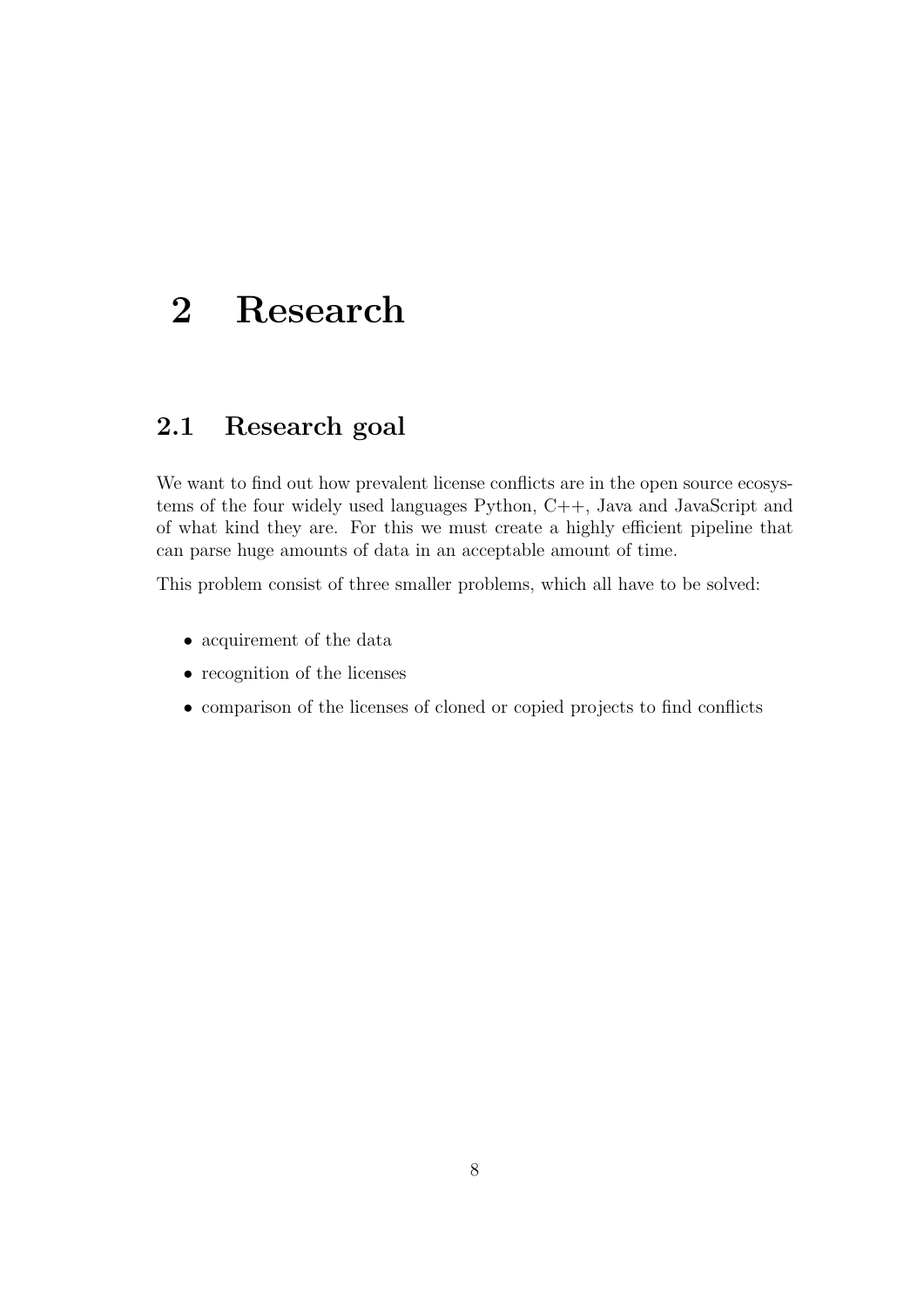# 2 Research

## 2.1 Research goal

We want to find out how prevalent license conflicts are in the open source ecosystems of the four widely used languages Python, C++, Java and JavaScript and of what kind they are. For this we must create a highly efficient pipeline that can parse huge amounts of data in an acceptable amount of time.

This problem consist of three smaller problems, which all have to be solved:

- acquirement of the data
- recognition of the licenses
- comparison of the licenses of cloned or copied projects to find conflicts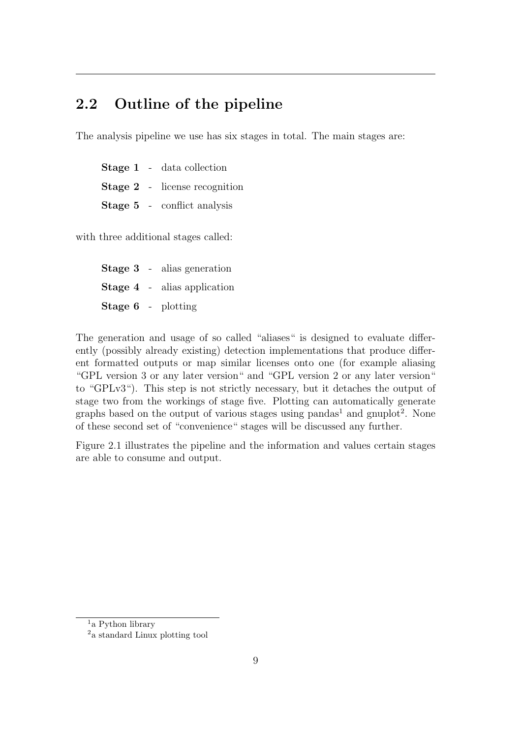## 2.2 Outline of the pipeline

The analysis pipeline we use has six stages in total. The main stages are:

**Stage 1** - data collection

**Stage 2** - license recognition

**Stage 5** - conflict analysis

with three additional stages called:

**Stage 3** - alias generation

**Stage 4** - alias application

**Stage 6** - plotting

The generation and usage of so called "aliases" is designed to evaluate differently (possibly already existing) detection implementations that produce different formatted outputs or map similar licenses onto one (for example aliasing "GPL version 3 or any later version" and "GPL version 2 or any later version" to "GPLv3"). This step is not strictly necessary, but it detaches the output of stage two from the workings of stage five. Plotting can automatically generate graphs based on the output of various stages using pandas[1] and gnuplot[2]. None of these second set of "convenience" stages will be discussed any further.

Figure 2.1 illustrates the pipeline and the information and values certain stages are able to consume and output.

[1] a Python library

[2] a standard Linux plotting tool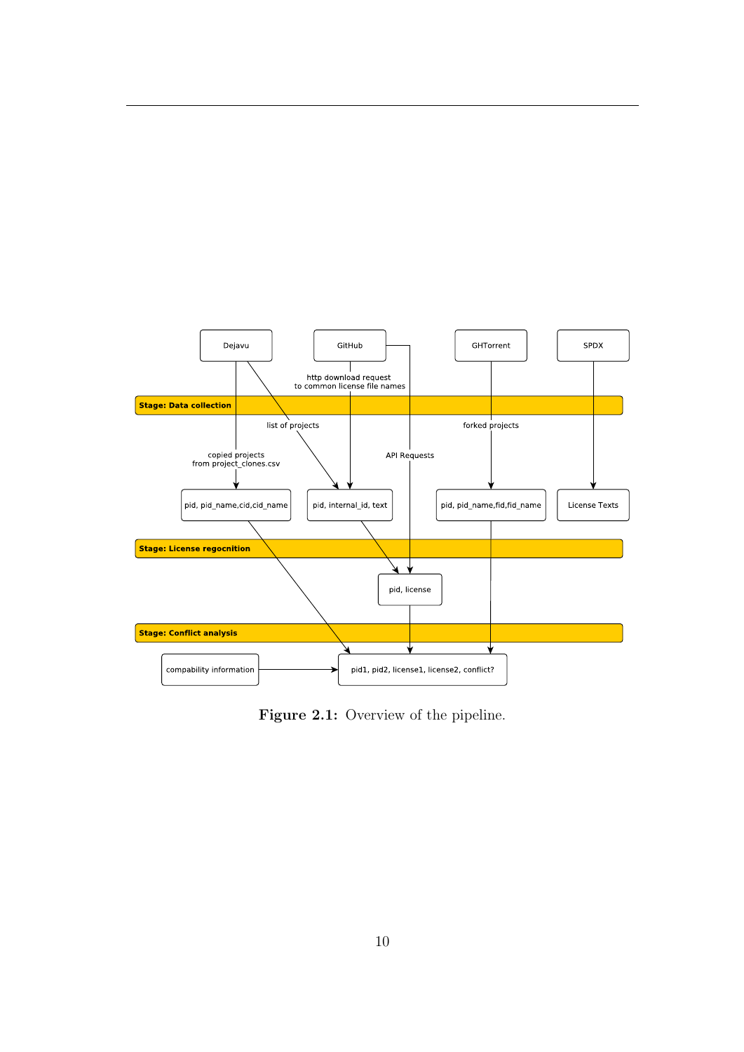**Figure 2.1:** Overview of the pipeline.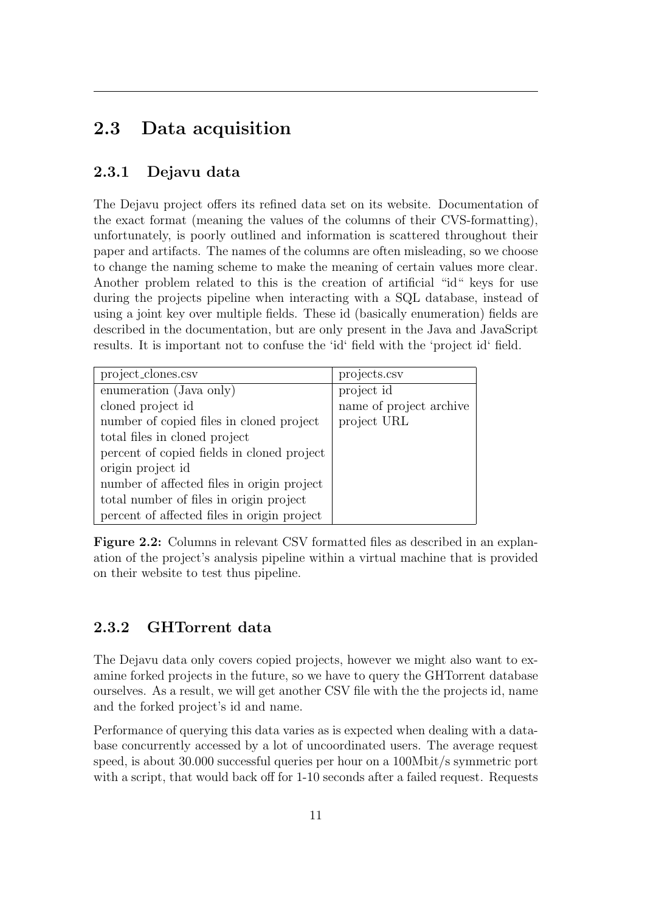## 2.3 Data acquisition

### 2.3.1 Dejavu data

The Dejavu project offers its refined data set on its website. Documentation of the exact format (meaning the values of the columns of their CVS-formatting), unfortunately, is poorly outlined and information is scattered throughout their paper and artifacts. The names of the columns are often misleading, so we choose to change the naming scheme to make the meaning of certain values more clear. Another problem related to this is the creation of artificial "id" keys for use during the projects pipeline when interacting with a SQL database, instead of using a joint key over multiple fields. These id (basically enumeration) fields are described in the documentation, but are only present in the Java and JavaScript results. It is important not to confuse the 'id' field with the 'project id' field.

| project_clones.csv | projects.csv |
|---|---|
| enumeration (Java only) | project id |
| cloned project id | name of project archive |
| number of copied files in cloned project | project URL |
| total files in cloned project | |
| percent of copied fields in cloned project | |
| origin project id | |
| number of affected files in origin project | |
| total number of files in origin project | |
| percent of affected files in origin project | |

**Figure 2.2:** Columns in relevant CSV formatted files as described in an explanation of the project's analysis pipeline within a virtual machine that is provided on their website to test thus pipeline.

### 2.3.2 GHTorrent data

The Dejavu data only covers copied projects, however we might also want to examine forked projects in the future, so we have to query the GHTorrent database ourselves. As a result, we will get another CSV file with the the projects id, name and the forked project's id and name.

Performance of querying this data varies as is expected when dealing with a database concurrently accessed by a lot of uncoordinated users. The average request speed, is about 30.000 successful queries per hour on a 100Mbit/s symmetric port with a script, that would back off for 1-10 seconds after a failed request. Requests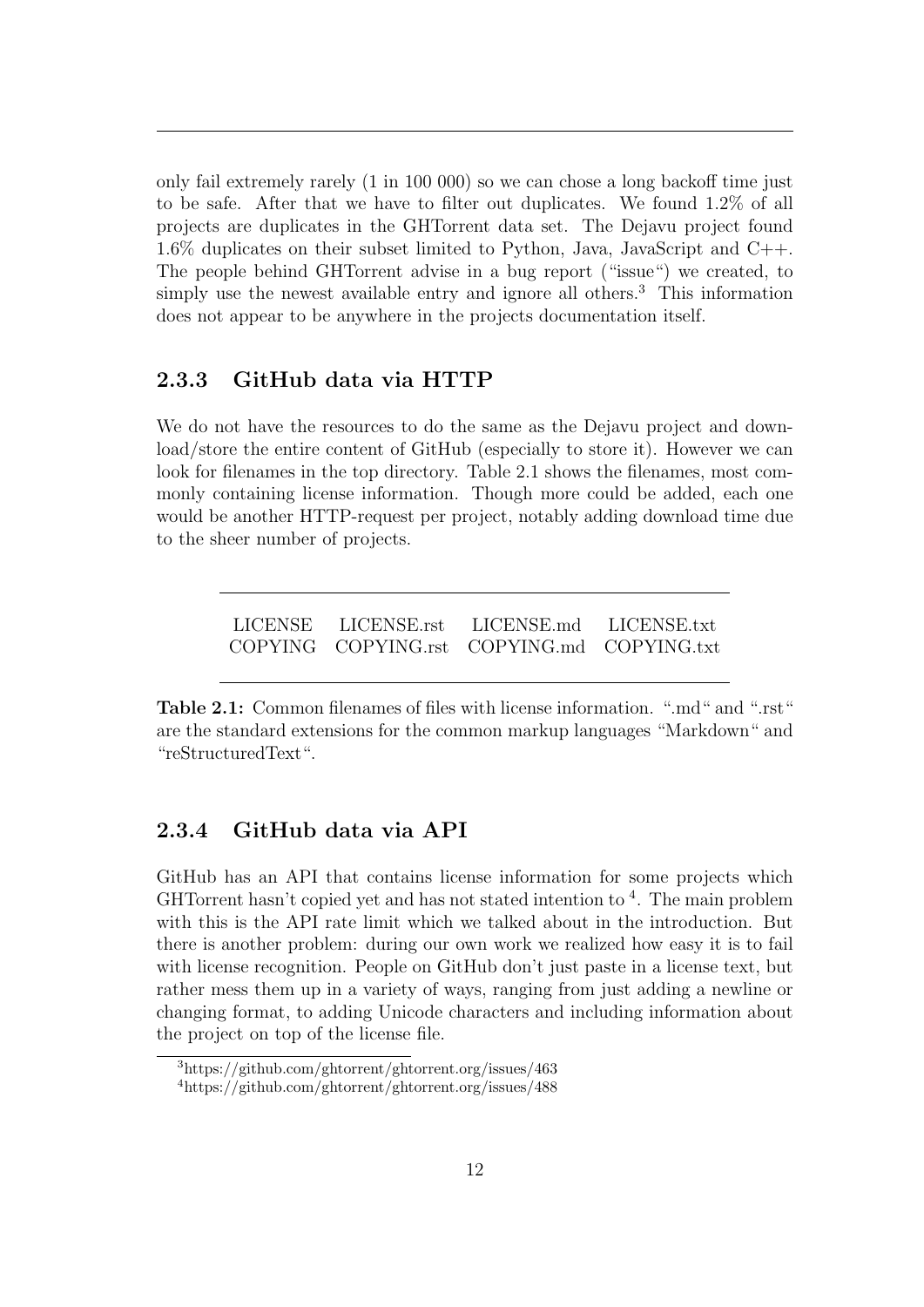only fail extremely rarely (1 in 100 000) so we can chose a long backoff time just to be safe. After that we have to filter out duplicates. We found 1.2% of all projects are duplicates in the GHTorrent data set. The Dejavu project found 1.6% duplicates on their subset limited to Python, Java, JavaScript and C++. The people behind GHTorrent advise in a bug report ("issue") we created, to simply use the newest available entry and ignore all others.[3] This information does not appear to be anywhere in the projects documentation itself.

### 2.3.3 GitHub data via HTTP

We do not have the resources to do the same as the Dejavu project and download/store the entire content of GitHub (especially to store it). However we can look for filenames in the top directory. Table 2.1 shows the filenames, most commonly containing license information. Though more could be added, each one would be another HTTP-request per project, notably adding download time due to the sheer number of projects.

| | | | |
|---|---|---|---|
| LICENSE | LICENSE.rst | LICENSE.md | LICENSE.txt |
| COPYING | COPYING.rst | COPYING.md | COPYING.txt |

**Table 2.1:** Common filenames of files with license information. ".md" and ".rst" are the standard extensions for the common markup languages "Markdown" and "reStructuredText".

### 2.3.4 GitHub data via API

GitHub has an API that contains license information for some projects which GHTorrent hasn't copied yet and has not stated intention to [4]. The main problem with this is the API rate limit which we talked about in the introduction. But there is another problem: during our own work we realized how easy it is to fail with license recognition. People on GitHub don't just paste in a license text, but rather mess them up in a variety of ways, ranging from just adding a newline or changing format, to adding Unicode characters and including information about the project on top of the license file.

[3] https://github.com/ghtorrent/ghtorrent.org/issues/463

[4] https://github.com/ghtorrent/ghtorrent.org/issues/488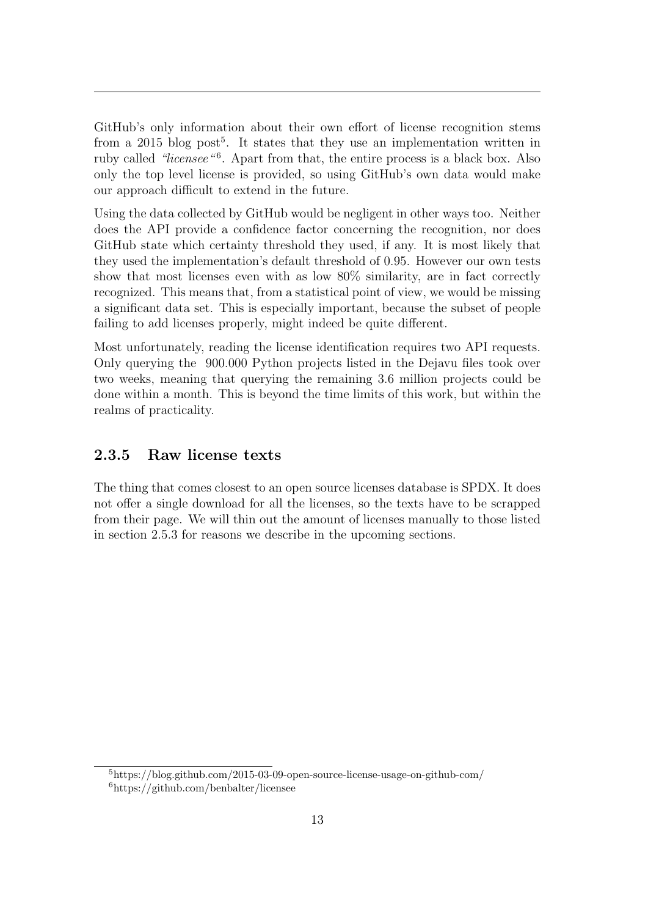GitHub's only information about their own effort of license recognition stems from a 2015 blog post[5]. It states that they use an implementation written in ruby called *"licensee"*[6]. Apart from that, the entire process is a black box. Also only the top level license is provided, so using GitHub's own data would make our approach difficult to extend in the future.

Using the data collected by GitHub would be negligent in other ways too. Neither does the API provide a confidence factor concerning the recognition, nor does GitHub state which certainty threshold they used, if any. It is most likely that they used the implementation's default threshold of 0.95. However our own tests show that most licenses even with as low 80% similarity, are in fact correctly recognized. This means that, from a statistical point of view, we would be missing a significant data set. This is especially important, because the subset of people failing to add licenses properly, might indeed be quite different.

Most unfortunately, reading the license identification requires two API requests. Only querying the 900.000 Python projects listed in the Dejavu files took over two weeks, meaning that querying the remaining 3.6 million projects could be done within a month. This is beyond the time limits of this work, but within the realms of practicality.

### 2.3.5 Raw license texts

The thing that comes closest to an open source licenses database is SPDX. It does not offer a single download for all the licenses, so the texts have to be scrapped from their page. We will thin out the amount of licenses manually to those listed in section 2.5.3 for reasons we describe in the upcoming sections.

[5] https://blog.github.com/2015-03-09-open-source-license-usage-on-github-com/

[6] https://github.com/benbalter/licensee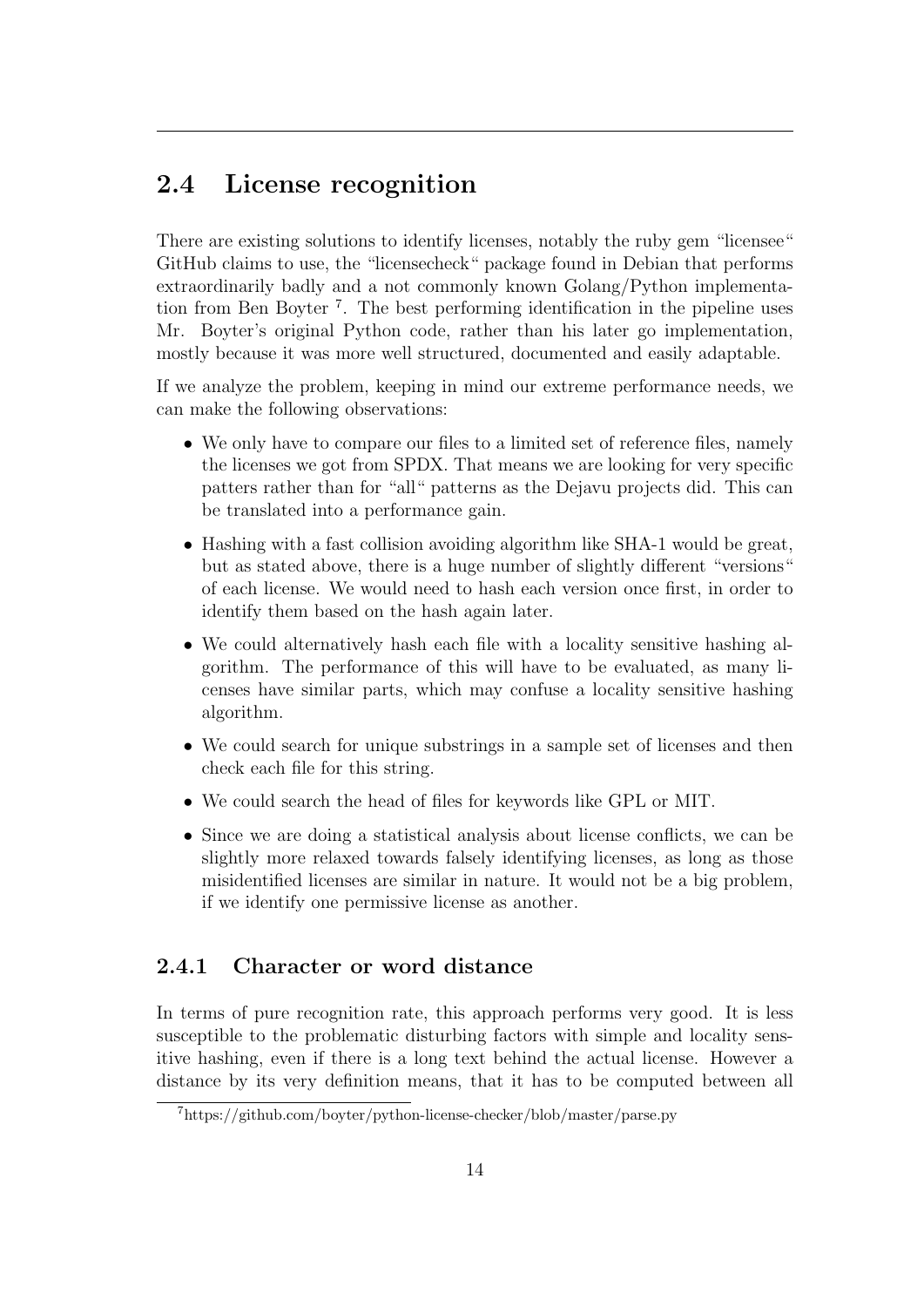## 2.4 License recognition

There are existing solutions to identify licenses, notably the ruby gem "licensee" GitHub claims to use, the "licensecheck" package found in Debian that performs extraordinarily badly and a not commonly known Golang/Python implementation from Ben Boyter [7]. The best performing identification in the pipeline uses Mr. Boyter's original Python code, rather than his later go implementation, mostly because it was more well structured, documented and easily adaptable.

If we analyze the problem, keeping in mind our extreme performance needs, we can make the following observations:

- We only have to compare our files to a limited set of reference files, namely the licenses we got from SPDX. That means we are looking for very specific patters rather than for "all" patterns as the Dejavu projects did. This can be translated into a performance gain.
- Hashing with a fast collision avoiding algorithm like SHA-1 would be great, but as stated above, there is a huge number of slightly different "versions" of each license. We would need to hash each version once first, in order to identify them based on the hash again later.
- We could alternatively hash each file with a locality sensitive hashing algorithm. The performance of this will have to be evaluated, as many licenses have similar parts, which may confuse a locality sensitive hashing algorithm.
- We could search for unique substrings in a sample set of licenses and then check each file for this string.
- We could search the head of files for keywords like GPL or MIT.
- Since we are doing a statistical analysis about license conflicts, we can be slightly more relaxed towards falsely identifying licenses, as long as those misidentified licenses are similar in nature. It would not be a big problem, if we identify one permissive license as another.

### 2.4.1 Character or word distance

In terms of pure recognition rate, this approach performs very good. It is less susceptible to the problematic disturbing factors with simple and locality sensitive hashing, even if there is a long text behind the actual license. However a distance by its very definition means, that it has to be computed between all

[7] https://github.com/boyter/python-license-checker/blob/master/parse.py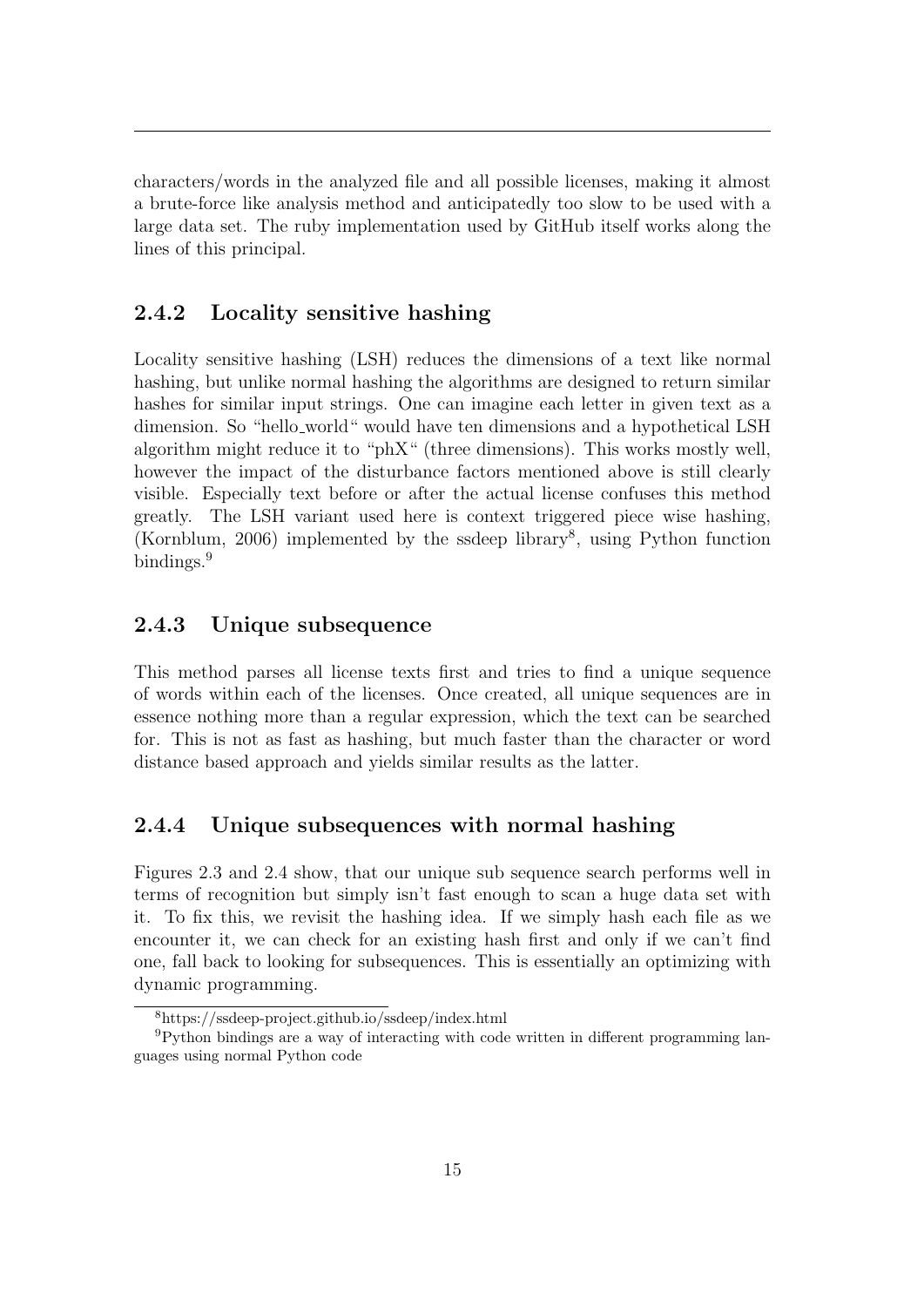characters/words in the analyzed file and all possible licenses, making it almost a brute-force like analysis method and anticipatedly too slow to be used with a large data set. The ruby implementation used by GitHub itself works along the lines of this principal.

### 2.4.2 Locality sensitive hashing

Locality sensitive hashing (LSH) reduces the dimensions of a text like normal hashing, but unlike normal hashing the algorithms are designed to return similar hashes for similar input strings. One can imagine each letter in given text as a dimension. So "hello_world" would have ten dimensions and a hypothetical LSH algorithm might reduce it to "phX" (three dimensions). This works mostly well, however the impact of the disturbance factors mentioned above is still clearly visible. Especially text before or after the actual license confuses this method greatly. The LSH variant used here is context triggered piece wise hashing, (Kornblum, 2006) implemented by the ssdeep library[8], using Python function bindings.[9]

### 2.4.3 Unique subsequence

This method parses all license texts first and tries to find a unique sequence of words within each of the licenses. Once created, all unique sequences are in essence nothing more than a regular expression, which the text can be searched for. This is not as fast as hashing, but much faster than the character or word distance based approach and yields similar results as the latter.

### 2.4.4 Unique subsequences with normal hashing

Figures 2.3 and 2.4 show, that our unique sub sequence search performs well in terms of recognition but simply isn't fast enough to scan a huge data set with it. To fix this, we revisit the hashing idea. If we simply hash each file as we encounter it, we can check for an existing hash first and only if we can't find one, fall back to looking for subsequences. This is essentially an optimizing with dynamic programming.

[8] https://ssdeep-project.github.io/ssdeep/index.html

[9] Python bindings are a way of interacting with code written in different programming languages using normal Python code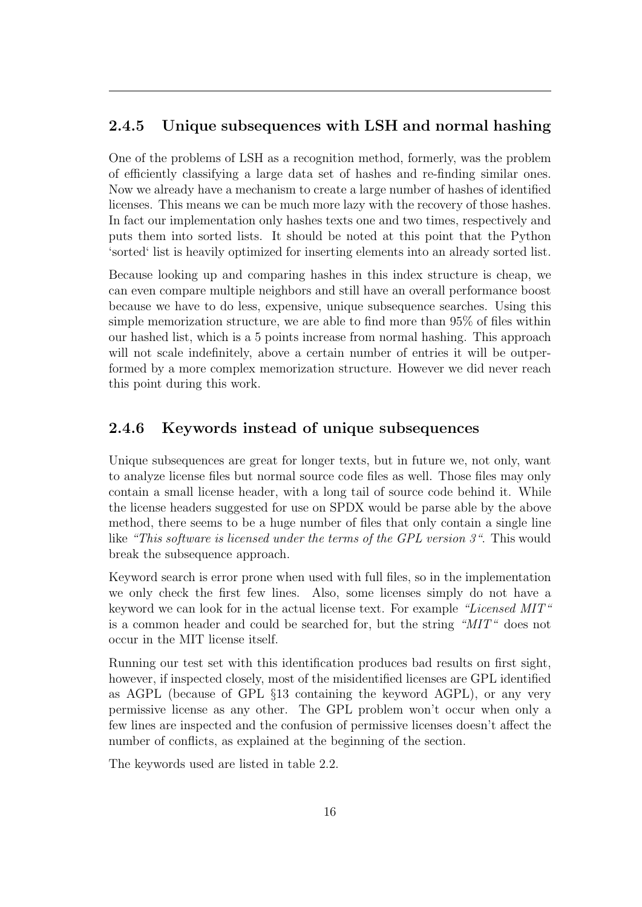### 2.4.5 Unique subsequences with LSH and normal hashing

One of the problems of LSH as a recognition method, formerly, was the problem of efficiently classifying a large data set of hashes and re-finding similar ones. Now we already have a mechanism to create a large number of hashes of identified licenses. This means we can be much more lazy with the recovery of those hashes. In fact our implementation only hashes texts one and two times, respectively and puts them into sorted lists. It should be noted at this point that the Python 'sorted' list is heavily optimized for inserting elements into an already sorted list.

Because looking up and comparing hashes in this index structure is cheap, we can even compare multiple neighbors and still have an overall performance boost because we have to do less, expensive, unique subsequence searches. Using this simple memorization structure, we are able to find more than 95% of files within our hashed list, which is a 5 points increase from normal hashing. This approach will not scale indefinitely, above a certain number of entries it will be outperformed by a more complex memorization structure. However we did never reach this point during this work.

### 2.4.6 Keywords instead of unique subsequences

Unique subsequences are great for longer texts, but in future we, not only, want to analyze license files but normal source code files as well. Those files may only contain a small license header, with a long tail of source code behind it. While the license headers suggested for use on SPDX would be parse able by the above method, there seems to be a huge number of files that only contain a single line like *"This software is licensed under the terms of the GPL version 3"*. This would break the subsequence approach.

Keyword search is error prone when used with full files, so in the implementation we only check the first few lines. Also, some licenses simply do not have a keyword we can look for in the actual license text. For example *"Licensed MIT"* is a common header and could be searched for, but the string *"MIT"* does not occur in the MIT license itself.

Running our test set with this identification produces bad results on first sight, however, if inspected closely, most of the misidentified licenses are GPL identified as AGPL (because of GPL §13 containing the keyword AGPL), or any very permissive license as any other. The GPL problem won't occur when only a few lines are inspected and the confusion of permissive licenses doesn't affect the number of conflicts, as explained at the beginning of the section.

The keywords used are listed in table 2.2.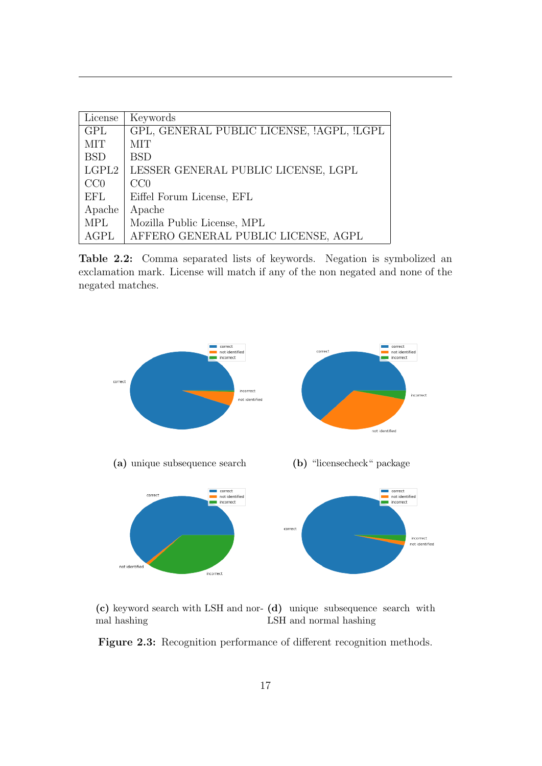| License | Keywords |
| --- | --- |
| GPL | GPL, GENERAL PUBLIC LICENSE, !AGPL, !LGPL |
| MIT | MIT |
| BSD | BSD |
| LGPL2 | LESSER GENERAL PUBLIC LICENSE, LGPL |
| CC0 | CC0 |
| EFL | Eiffel Forum License, EFL |
| Apache | Apache |
| MPL | Mozilla Public License, MPL |
| AGPL | AFFERO GENERAL PUBLIC LICENSE, AGPL |

**Table 2.2:** Comma separated lists of keywords. Negation is symbolized an exclamation mark. License will match if any of the non negated and none of the negated matches.

**(a)** unique subsequence search

**(b)** "licensecheck" package

**(c)** keyword search with LSH and normal hashing

**(d)** unique subsequence search with LSH and normal hashing

**Figure 2.3:** Recognition performance of different recognition methods.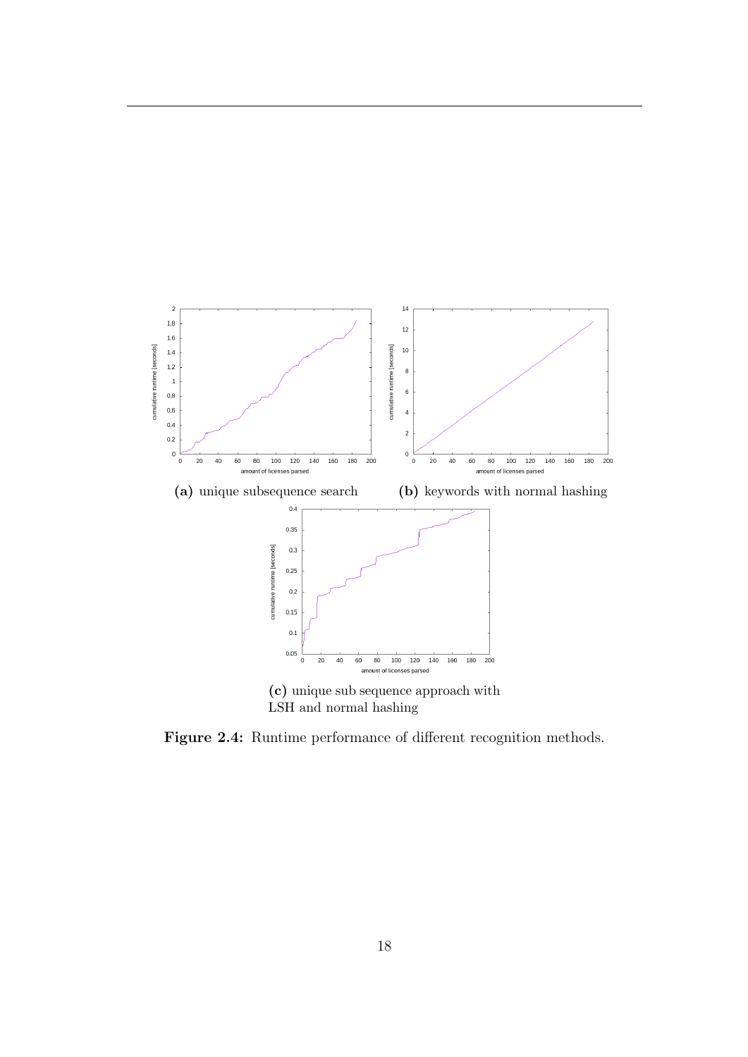(a) unique subsequence search

(b) keywords with normal hashing

(c) unique sub sequence approach with LSH and normal hashing

**Figure 2.4:** Runtime performance of different recognition methods.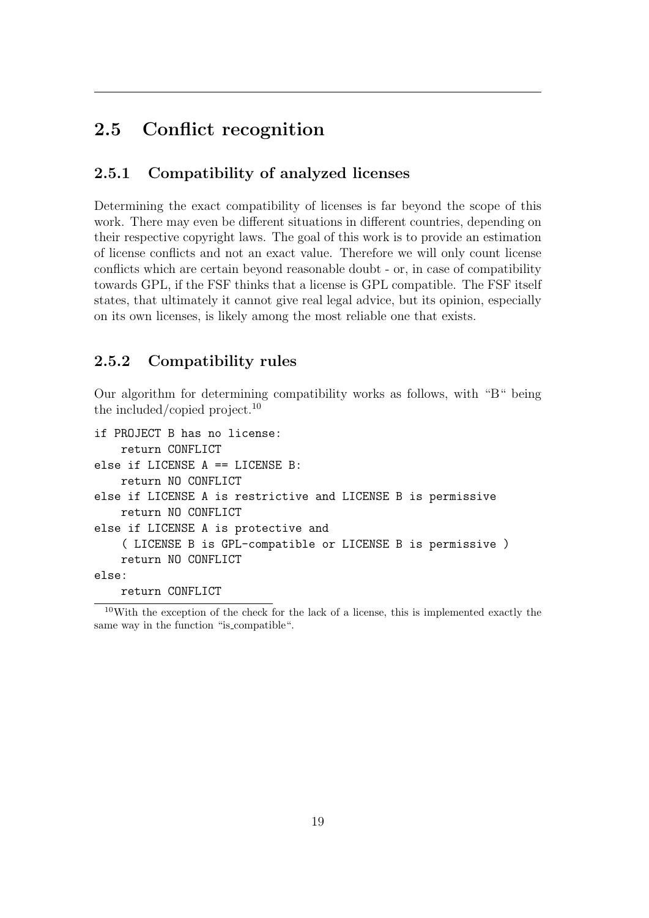## 2.5 Conflict recognition

### 2.5.1 Compatibility of analyzed licenses

Determining the exact compatibility of licenses is far beyond the scope of this work. There may even be different situations in different countries, depending on their respective copyright laws. The goal of this work is to provide an estimation of license conflicts and not an exact value. Therefore we will only count license conflicts which are certain beyond reasonable doubt - or, in case of compatibility towards GPL, if the FSF thinks that a license is GPL compatible. The FSF itself states, that ultimately it cannot give real legal advice, but its opinion, especially on its own licenses, is likely among the most reliable one that exists.

### 2.5.2 Compatibility rules

Our algorithm for determining compatibility works as follows, with "B" being the included/copied project.[10]

```
if PROJECT B has no license:
    return CONFLICT
else if LICENSE A == LICENSE B:
    return NO CONFLICT
else if LICENSE A is restrictive and LICENSE B is permissive
    return NO CONFLICT
else if LICENSE A is protective and
    ( LICENSE B is GPL-compatible or LICENSE B is permissive )
    return NO CONFLICT
else:
    return CONFLICT
```

[10]With the exception of the check for the lack of a license, this is implemented exactly the same way in the function "is_compatible".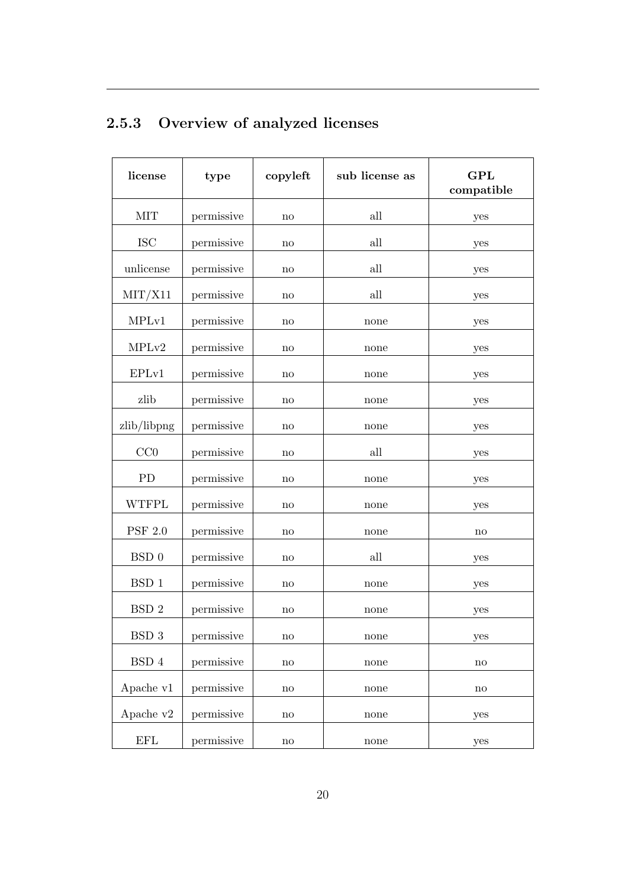### 2.5.3 Overview of analyzed licenses

| license | type | copyleft | sub license as | GPL compatible |
|---|---|---|---|---|
| MIT | permissive | no | all | yes |
| ISC | permissive | no | all | yes |
| unlicense | permissive | no | all | yes |
| MIT/X11 | permissive | no | all | yes |
| MPLv1 | permissive | no | none | yes |
| MPLv2 | permissive | no | none | yes |
| EPLv1 | permissive | no | none | yes |
| zlib | permissive | no | none | yes |
| zlib/libpng | permissive | no | none | yes |
| CC0 | permissive | no | all | yes |
| PD | permissive | no | none | yes |
| WTFPL | permissive | no | none | yes |
| PSF 2.0 | permissive | no | none | no |
| BSD 0 | permissive | no | all | yes |
| BSD 1 | permissive | no | none | yes |
| BSD 2 | permissive | no | none | yes |
| BSD 3 | permissive | no | none | yes |
| BSD 4 | permissive | no | none | no |
| Apache v1 | permissive | no | none | no |
| Apache v2 | permissive | no | none | yes |
| EFL | permissive | no | none | yes |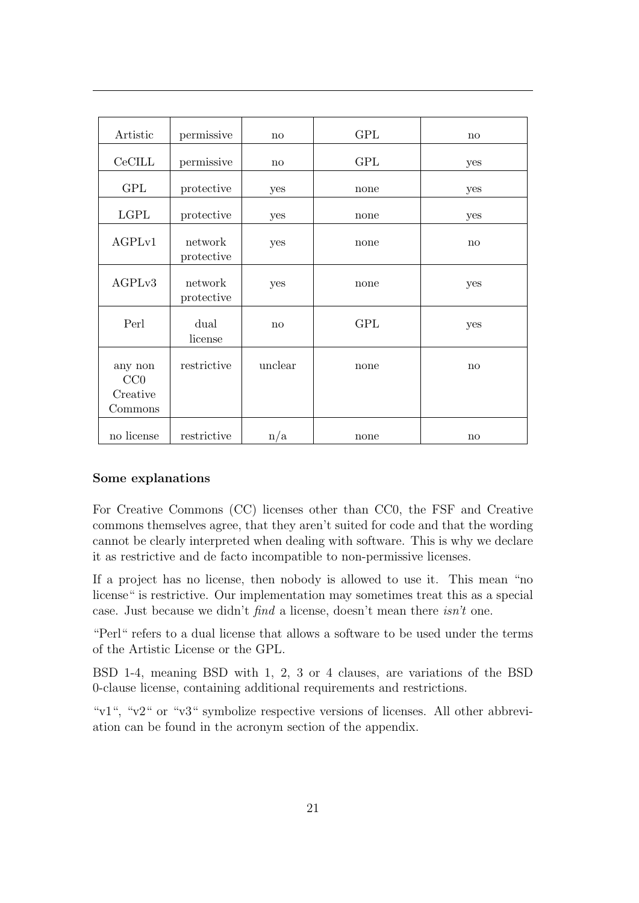| | | | | |
|---|---|---|---|---|
| Artistic | permissive | no | GPL | no |
| CeCILL | permissive | no | GPL | yes |
| GPL | protective | yes | none | yes |
| LGPL | protective | yes | none | yes |
| AGPLv1 | network protective | yes | none | no |
| AGPLv3 | network protective | yes | none | yes |
| Perl | dual license | no | GPL | yes |
| any non CC0 Creative Commons | restrictive | unclear | none | no |
| no license | restrictive | n/a | none | no |

**Some explanations**

For Creative Commons (CC) licenses other than CC0, the FSF and Creative commons themselves agree, that they aren't suited for code and that the wording cannot be clearly interpreted when dealing with software. This is why we declare it as restrictive and de facto incompatible to non-permissive licenses.

If a project has no license, then nobody is allowed to use it. This mean "no license" is restrictive. Our implementation may sometimes treat this as a special case. Just because we didn't *find* a license, doesn't mean there *isn't* one.

"Perl" refers to a dual license that allows a software to be used under the terms of the Artistic License or the GPL.

BSD 1-4, meaning BSD with 1, 2, 3 or 4 clauses, are variations of the BSD 0-clause license, containing additional requirements and restrictions.

"v1", "v2" or "v3" symbolize respective versions of licenses. All other abbreviation can be found in the acronym section of the appendix.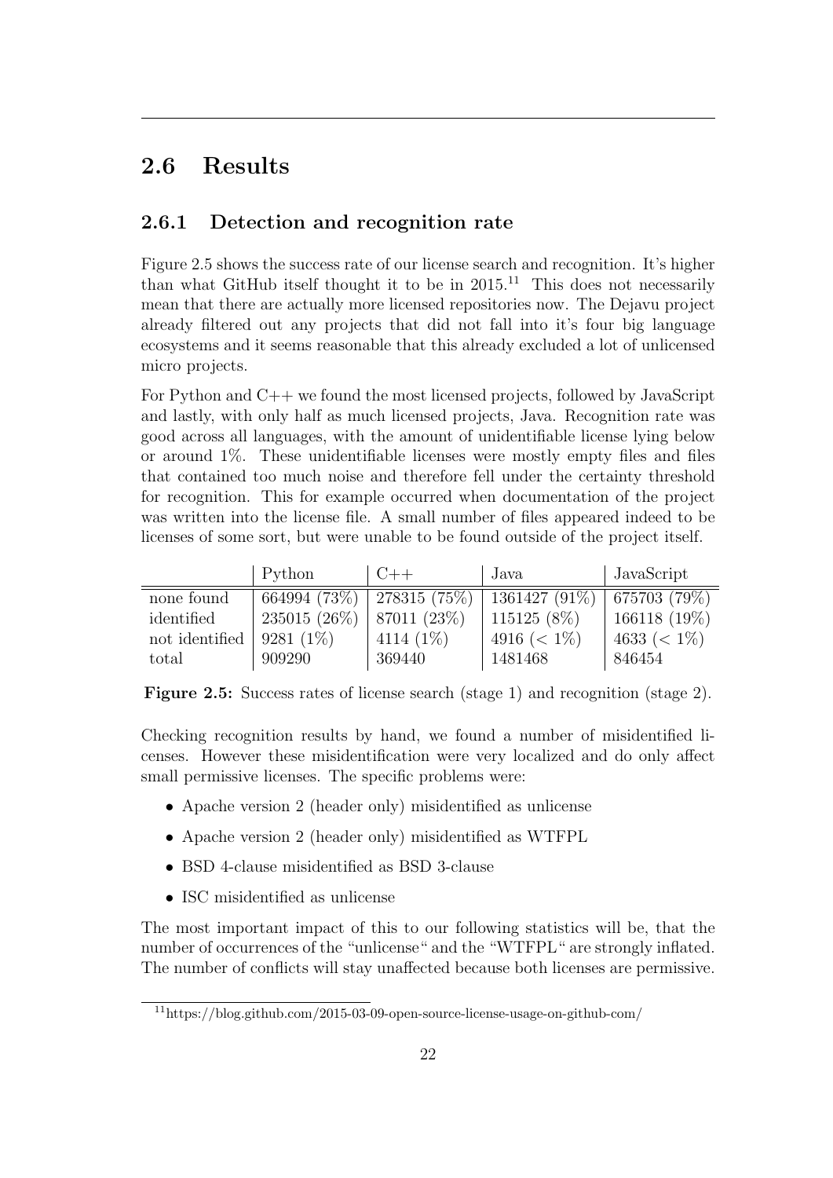## 2.6 Results

### 2.6.1 Detection and recognition rate

Figure 2.5 shows the success rate of our license search and recognition. It's higher than what GitHub itself thought it to be in 2015.[11] This does not necessarily mean that there are actually more licensed repositories now. The Dejavu project already filtered out any projects that did not fall into it's four big language ecosystems and it seems reasonable that this already excluded a lot of unlicensed micro projects.

For Python and C++ we found the most licensed projects, followed by JavaScript and lastly, with only half as much licensed projects, Java. Recognition rate was good across all languages, with the amount of unidentifiable license lying below or around 1%. These unidentifiable licenses were mostly empty files and files that contained too much noise and therefore fell under the certainty threshold for recognition. This for example occurred when documentation of the project was written into the license file. A small number of files appeared indeed to be licenses of some sort, but were unable to be found outside of the project itself.

| | Python | C++ | Java | JavaScript |
|---|---|---|---|---|
| none found | 664994 (73%) | 278315 (75%) | 1361427 (91%) | 675703 (79%) |
| identified | 235015 (26%) | 87011 (23%) | 115125 (8%) | 166118 (19%) |
| not identified | 9281 (1%) | 4114 (1%) | 4916 ($< 1\%$) | 4633 ($< 1\%$) |
| total | 909290 | 369440 | 1481468 | 846454 |

**Figure 2.5:** Success rates of license search (stage 1) and recognition (stage 2).

Checking recognition results by hand, we found a number of misidentified licenses. However these misidentification were very localized and do only affect small permissive licenses. The specific problems were:

- Apache version 2 (header only) misidentified as unlicense
- Apache version 2 (header only) misidentified as WTFPL
- BSD 4-clause misidentified as BSD 3-clause
- ISC misidentified as unlicense

The most important impact of this to our following statistics will be, that the number of occurrences of the "unlicense" and the "WTFPL" are strongly inflated. The number of conflicts will stay unaffected because both licenses are permissive.

[11] https://blog.github.com/2015-03-09-open-source-license-usage-on-github-com/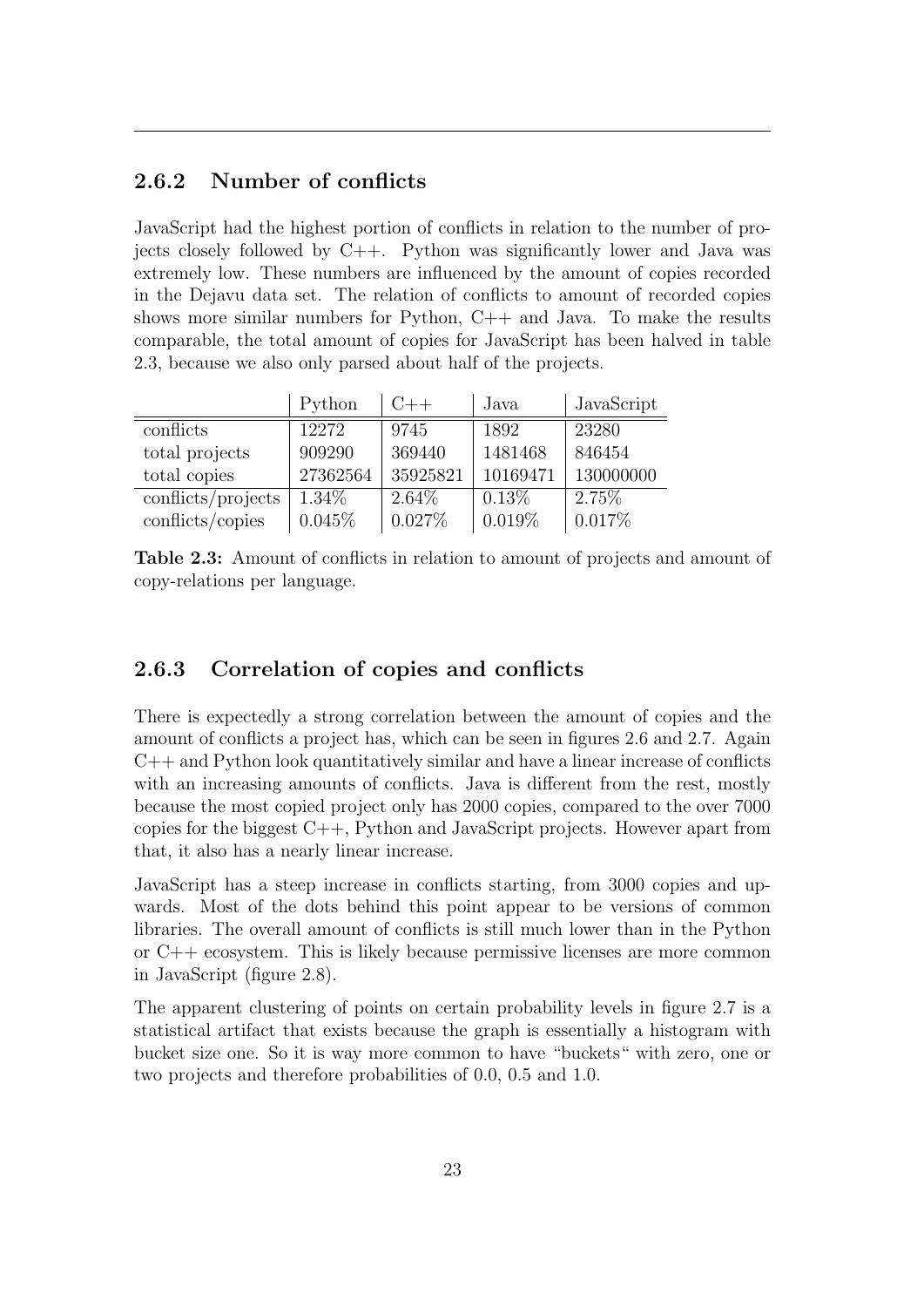### 2.6.2 Number of conflicts

JavaScript had the highest portion of conflicts in relation to the number of projects closely followed by C++. Python was significantly lower and Java was extremely low. These numbers are influenced by the amount of copies recorded in the Dejavu data set. The relation of conflicts to amount of recorded copies shows more similar numbers for Python, C++ and Java. To make the results comparable, the total amount of copies for JavaScript has been halved in table 2.3, because we also only parsed about half of the projects.

| | Python | C++ | Java | JavaScript |
|---|---|---|---|---|
| conflicts | 12272 | 9745 | 1892 | 23280 |
| total projects | 909290 | 369440 | 1481468 | 846454 |
| total copies | 27362564 | 35925821 | 10169471 | 130000000 |
| conflicts/projects | 1.34% | 2.64% | 0.13% | 2.75% |
| conflicts/copies | 0.045% | 0.027% | 0.019% | 0.017% |

**Table 2.3:** Amount of conflicts in relation to amount of projects and amount of copy-relations per language.

### 2.6.3 Correlation of copies and conflicts

There is expectedly a strong correlation between the amount of copies and the amount of conflicts a project has, which can be seen in figures 2.6 and 2.7. Again C++ and Python look quantitatively similar and have a linear increase of conflicts with an increasing amounts of conflicts. Java is different from the rest, mostly because the most copied project only has 2000 copies, compared to the over 7000 copies for the biggest C++, Python and JavaScript projects. However apart from that, it also has a nearly linear increase.

JavaScript has a steep increase in conflicts starting, from 3000 copies and upwards. Most of the dots behind this point appear to be versions of common libraries. The overall amount of conflicts is still much lower than in the Python or C++ ecosystem. This is likely because permissive licenses are more common in JavaScript (figure 2.8).

The apparent clustering of points on certain probability levels in figure 2.7 is a statistical artifact that exists because the graph is essentially a histogram with bucket size one. So it is way more common to have "buckets" with zero, one or two projects and therefore probabilities of 0.0, 0.5 and 1.0.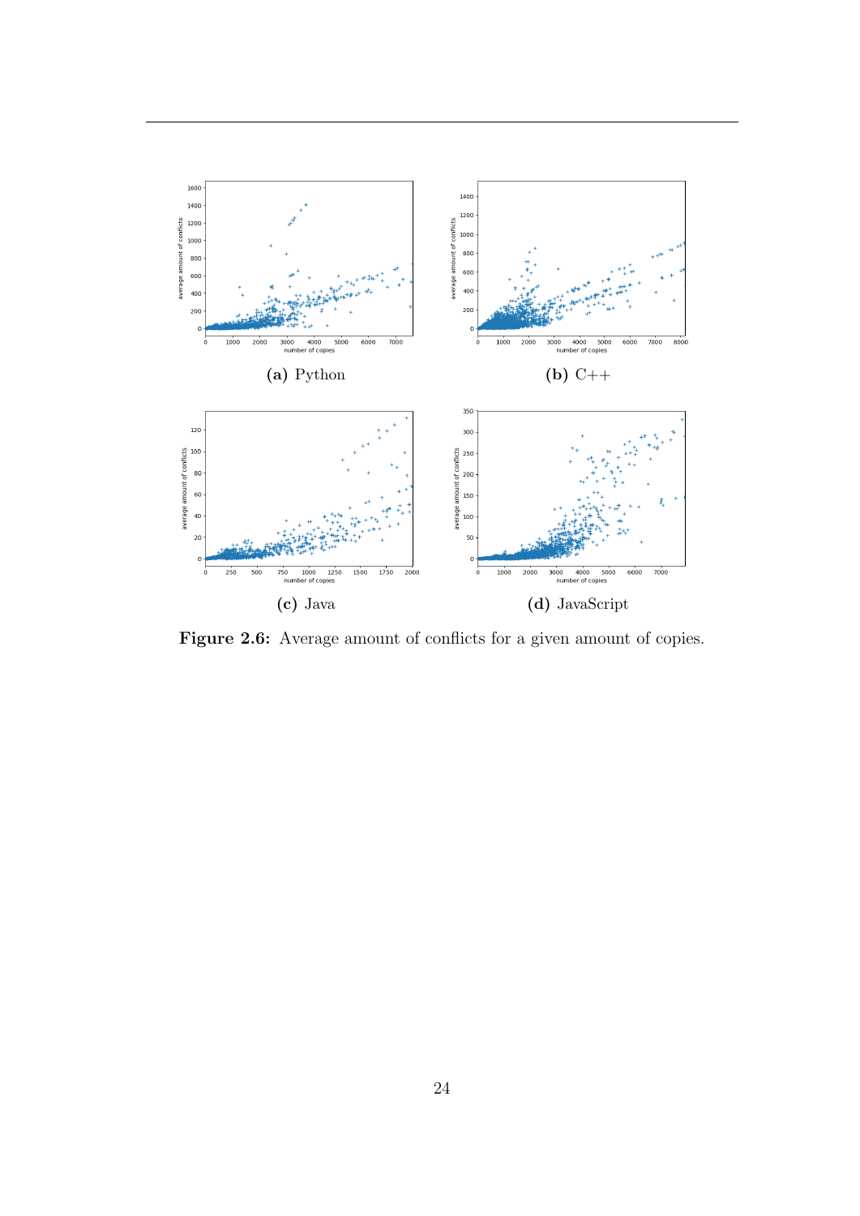(a) Python

(b) C++

(c) Java

(d) JavaScript

**Figure 2.6:** Average amount of conflicts for a given amount of copies.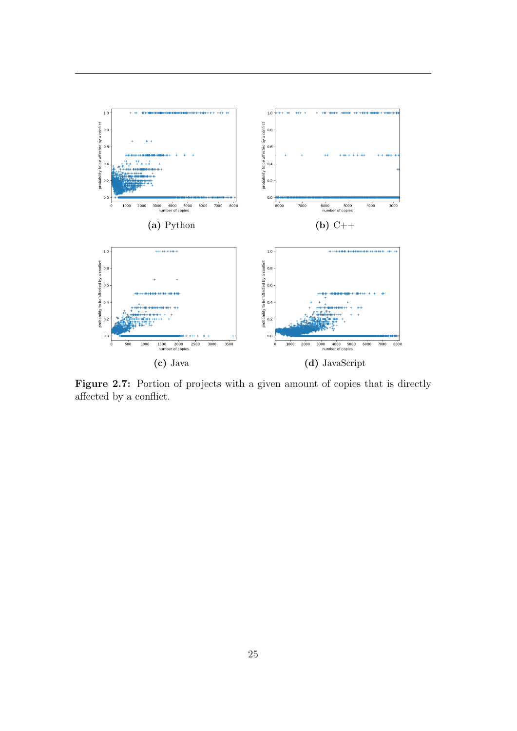(a) Python

(b) C++

(c) Java

(d) JavaScript

**Figure 2.7:** Portion of projects with a given amount of copies that is directly affected by a conflict.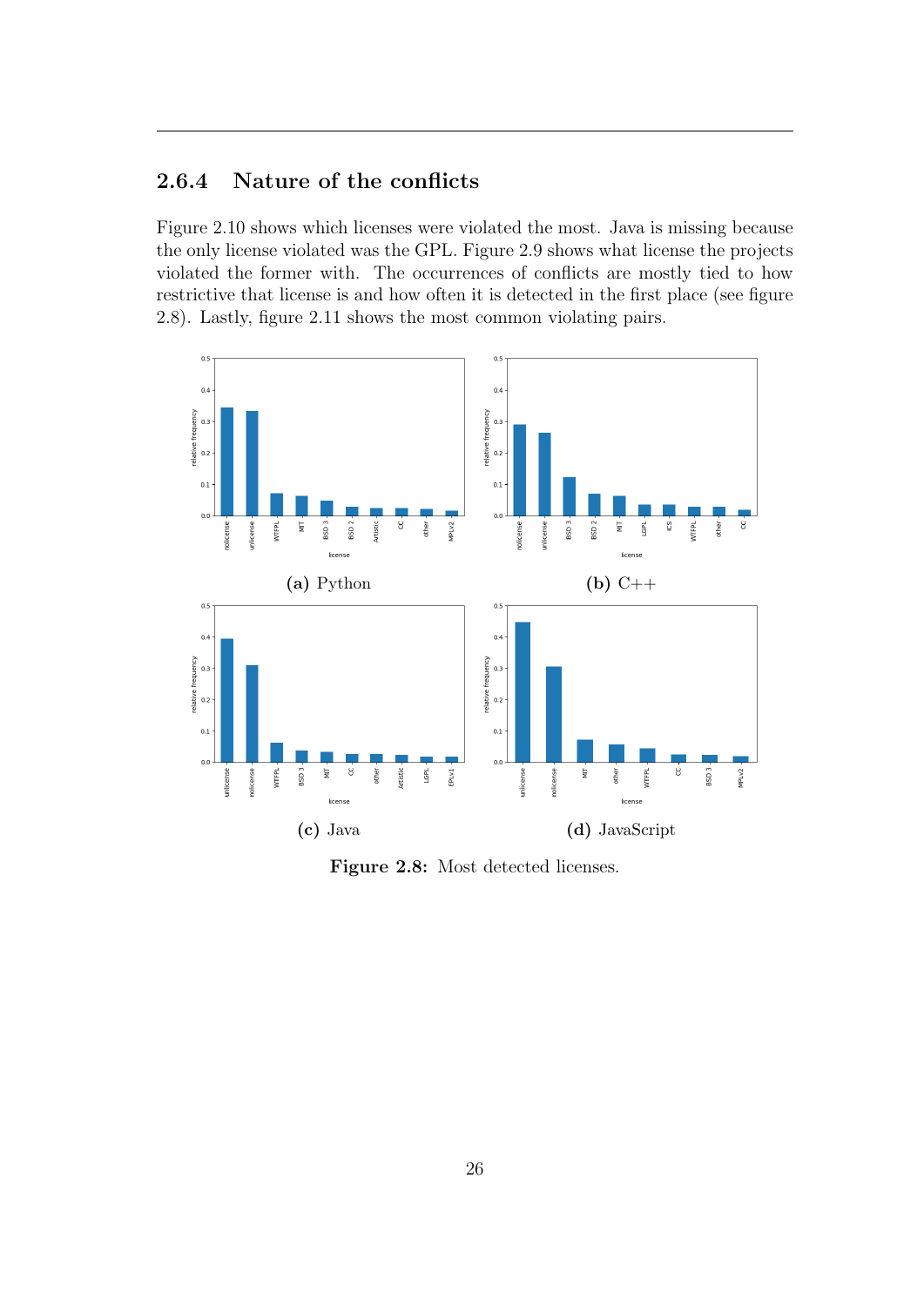### 2.6.4 Nature of the conflicts

Figure 2.10 shows which licenses were violated the most. Java is missing because the only license violated was the GPL. Figure 2.9 shows what license the projects violated the former with. The occurrences of conflicts are mostly tied to how restrictive that license is and how often it is detected in the first place (see figure 2.8). Lastly, figure 2.11 shows the most common violating pairs.

**(a)** Python

**(b)** C++

**(c)** Java

**(d)** JavaScript

**Figure 2.8:** Most detected licenses.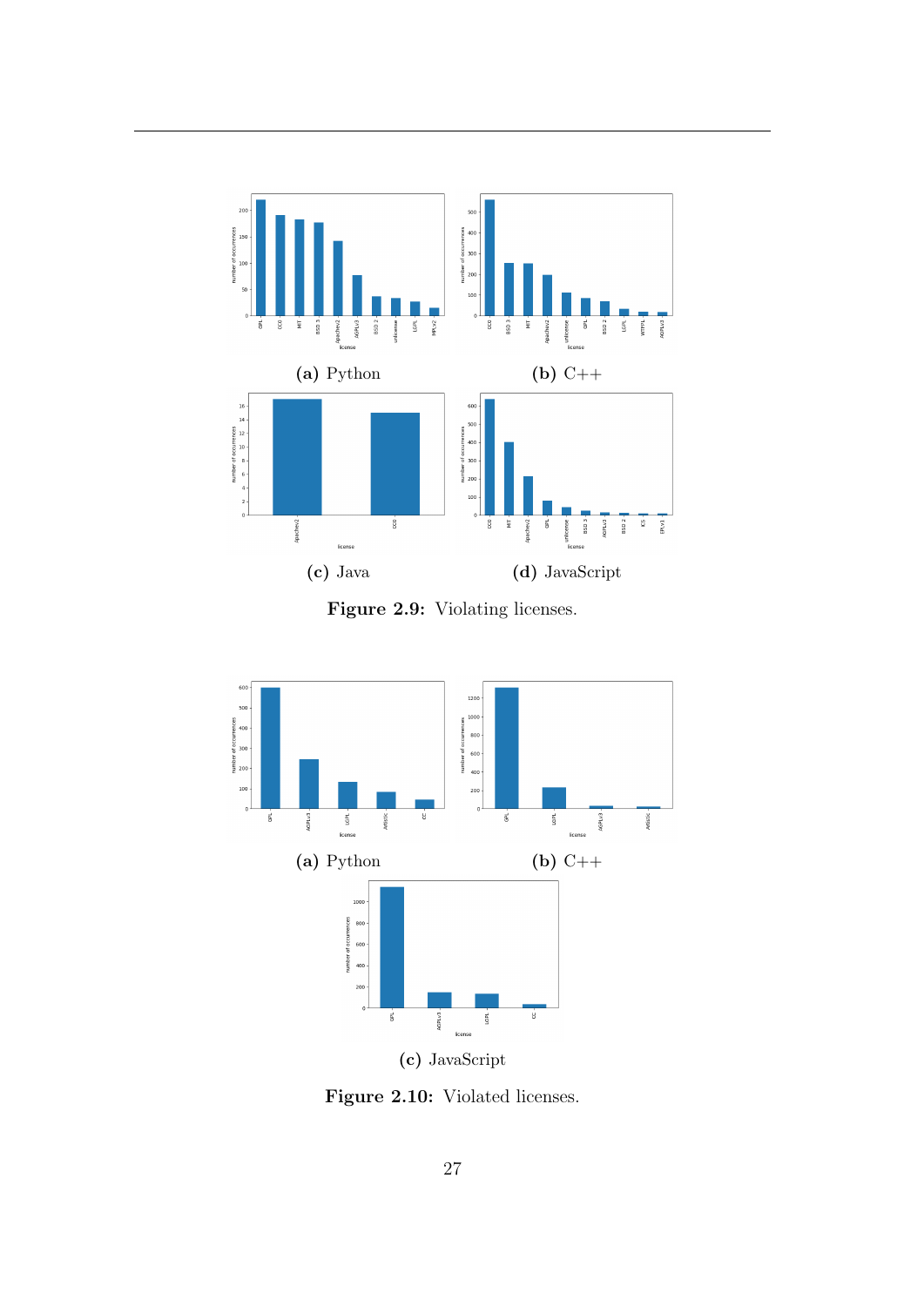(a) Python

(b) C++

(c) Java

(d) JavaScript

**Figure 2.9:** Violating licenses.

(a) Python

(b) C++

(c) JavaScript

**Figure 2.10:** Violated licenses.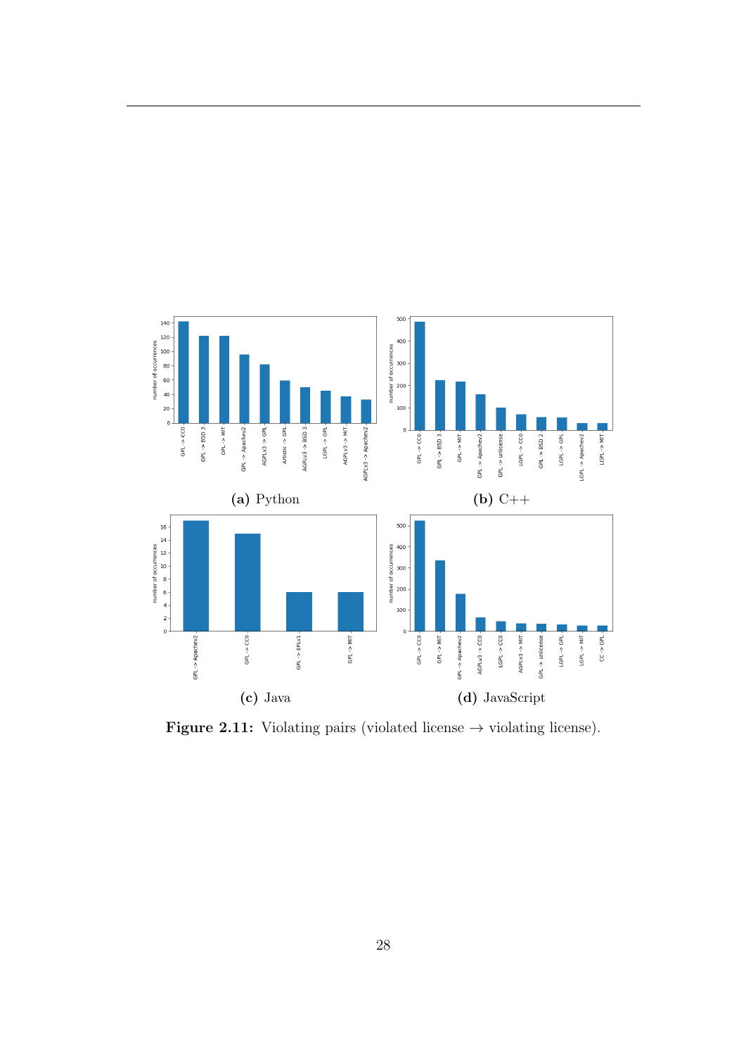(a) Python

(b) C++

(c) Java

(d) JavaScript

**Figure 2.11:** Violating pairs (violated license → violating license).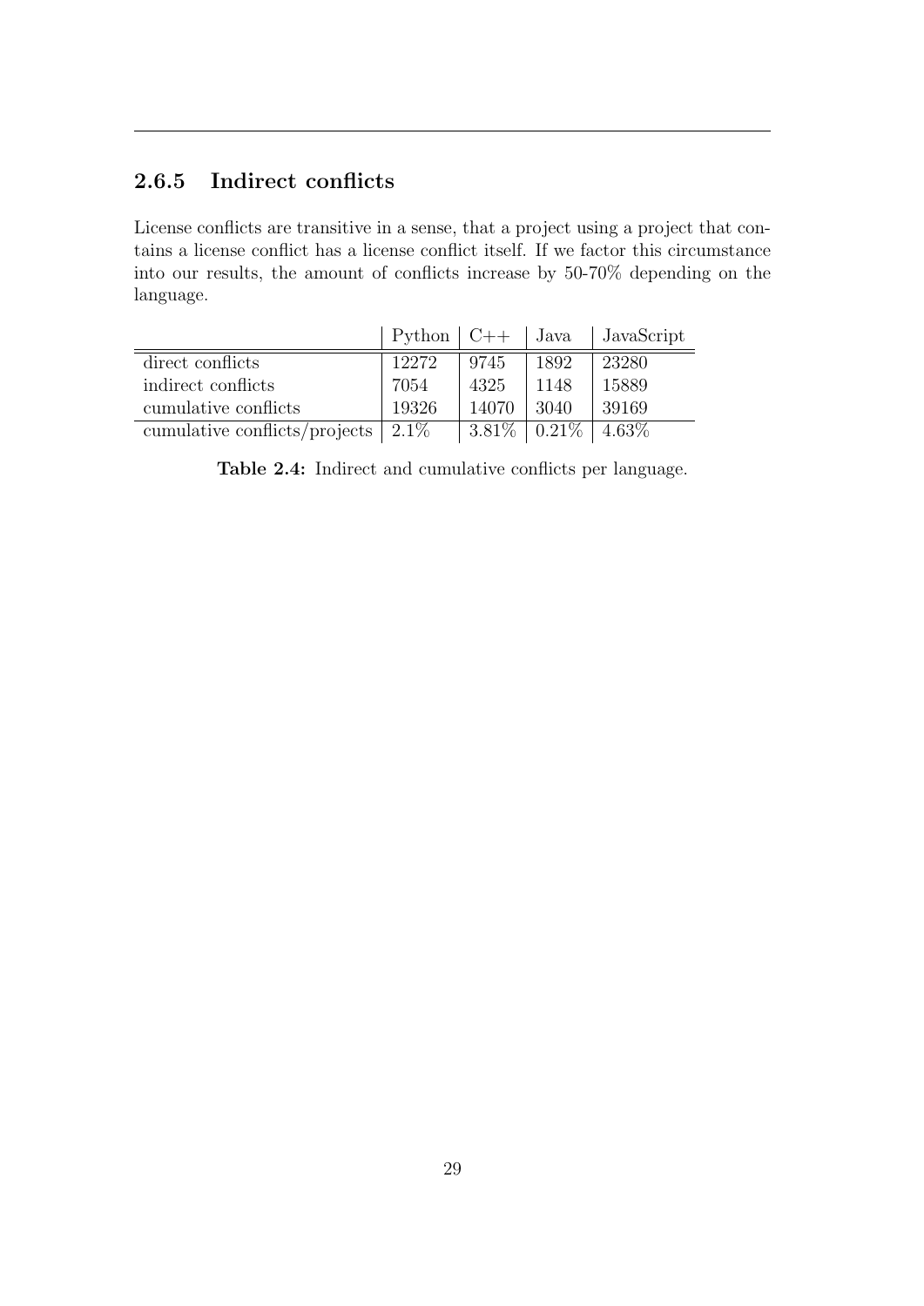### 2.6.5 Indirect conflicts

License conflicts are transitive in a sense, that a project using a project that contains a license conflict has a license conflict itself. If we factor this circumstance into our results, the amount of conflicts increase by 50-70% depending on the language.

| | Python | C++ | Java | JavaScript |
|---|---|---|---|---|
| direct conflicts | 12272 | 9745 | 1892 | 23280 |
| indirect conflicts | 7054 | 4325 | 1148 | 15889 |
| cumulative conflicts | 19326 | 14070 | 3040 | 39169 |
| cumulative conflicts/projects | 2.1% | 3.81% | 0.21% | 4.63% |

**Table 2.4:** Indirect and cumulative conflicts per language.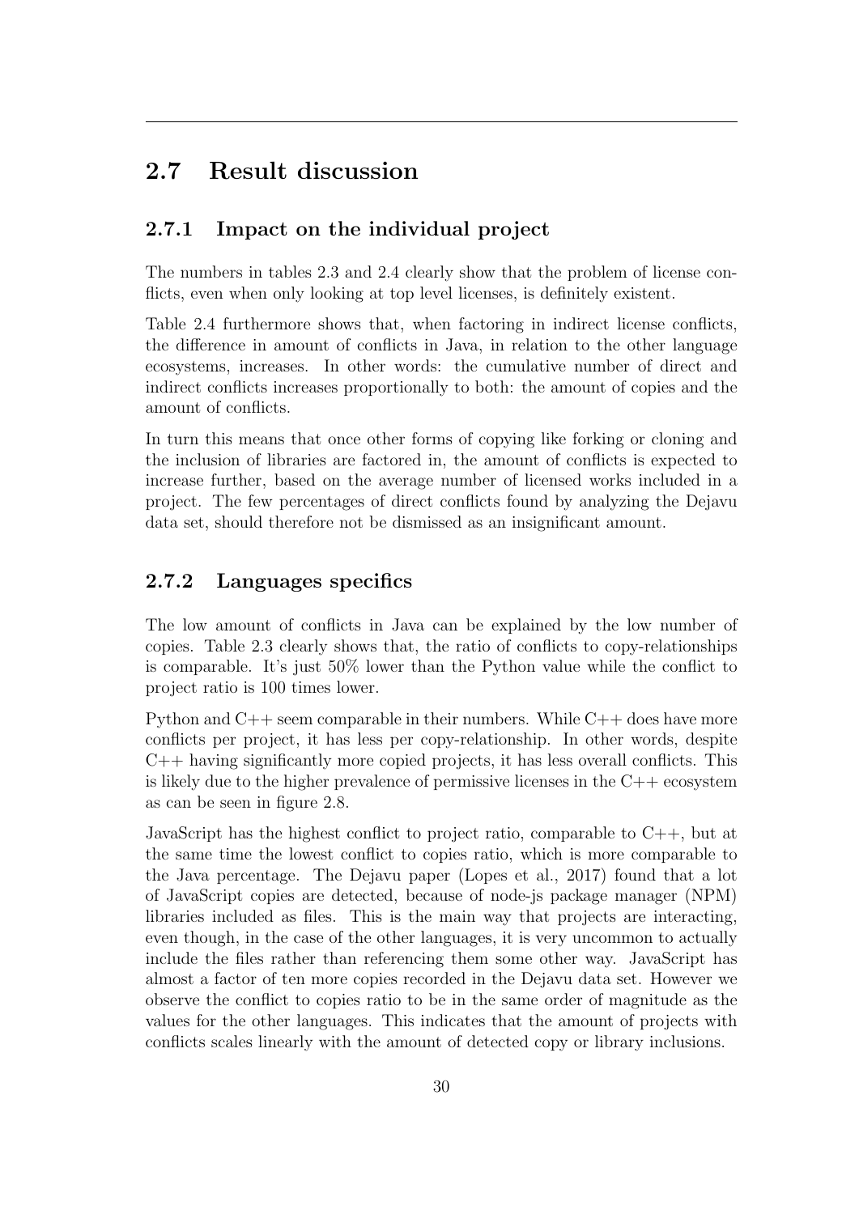## 2.7 Result discussion

### 2.7.1 Impact on the individual project

The numbers in tables 2.3 and 2.4 clearly show that the problem of license conflicts, even when only looking at top level licenses, is definitely existent.

Table 2.4 furthermore shows that, when factoring in indirect license conflicts, the difference in amount of conflicts in Java, in relation to the other language ecosystems, increases. In other words: the cumulative number of direct and indirect conflicts increases proportionally to both: the amount of copies and the amount of conflicts.

In turn this means that once other forms of copying like forking or cloning and the inclusion of libraries are factored in, the amount of conflicts is expected to increase further, based on the average number of licensed works included in a project. The few percentages of direct conflicts found by analyzing the Dejavu data set, should therefore not be dismissed as an insignificant amount.

### 2.7.2 Languages specifics

The low amount of conflicts in Java can be explained by the low number of copies. Table 2.3 clearly shows that, the ratio of conflicts to copy-relationships is comparable. It's just 50% lower than the Python value while the conflict to project ratio is 100 times lower.

Python and C++ seem comparable in their numbers. While C++ does have more conflicts per project, it has less per copy-relationship. In other words, despite C++ having significantly more copied projects, it has less overall conflicts. This is likely due to the higher prevalence of permissive licenses in the C++ ecosystem as can be seen in figure 2.8.

JavaScript has the highest conflict to project ratio, comparable to C++, but at the same time the lowest conflict to copies ratio, which is more comparable to the Java percentage. The Dejavu paper (Lopes et al., 2017) found that a lot of JavaScript copies are detected, because of node-js package manager (NPM) libraries included as files. This is the main way that projects are interacting, even though, in the case of the other languages, it is very uncommon to actually include the files rather than referencing them some other way. JavaScript has almost a factor of ten more copies recorded in the Dejavu data set. However we observe the conflict to copies ratio to be in the same order of magnitude as the values for the other languages. This indicates that the amount of projects with conflicts scales linearly with the amount of detected copy or library inclusions.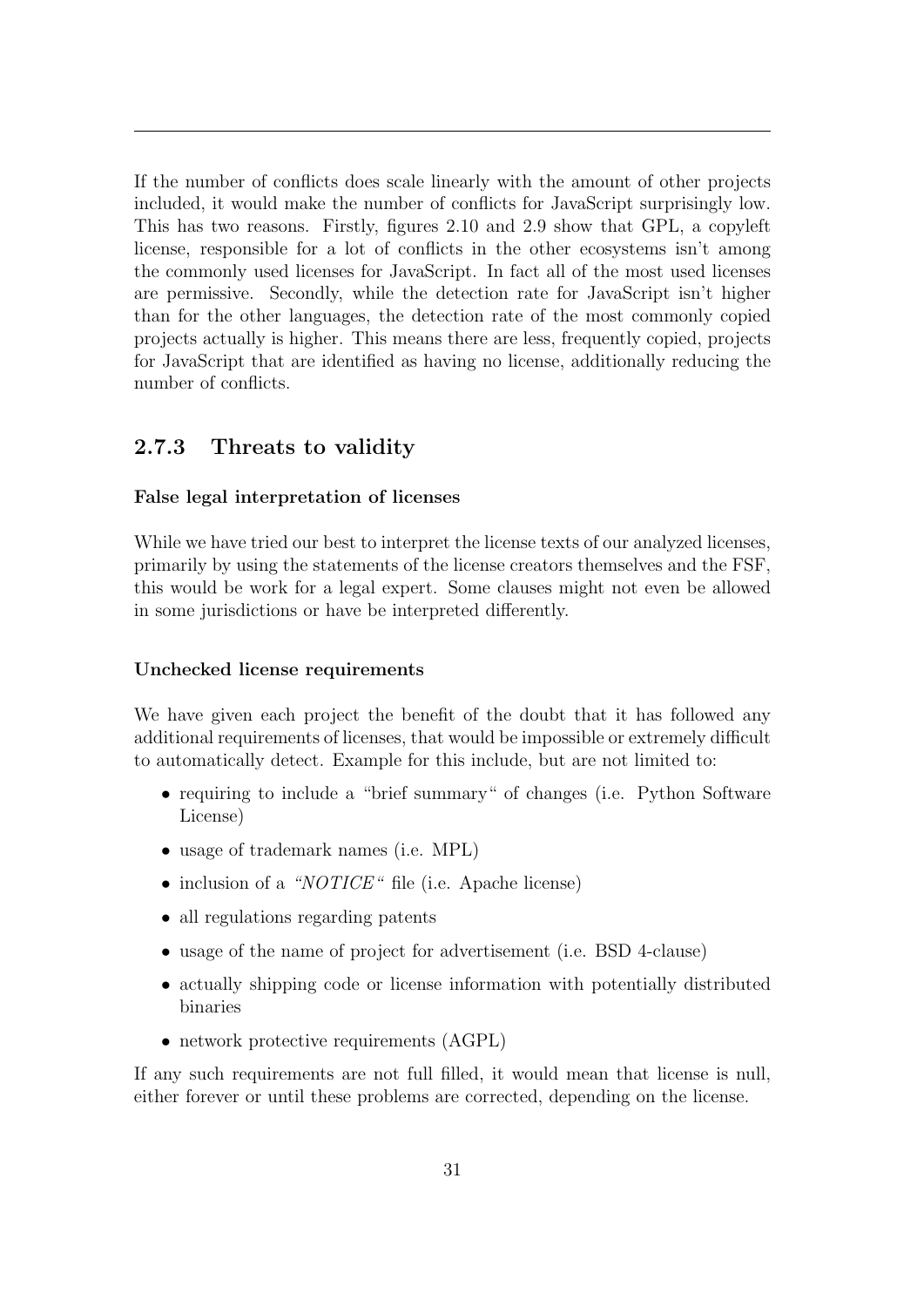If the number of conflicts does scale linearly with the amount of other projects included, it would make the number of conflicts for JavaScript surprisingly low. This has two reasons. Firstly, figures 2.10 and 2.9 show that GPL, a copyleft license, responsible for a lot of conflicts in the other ecosystems isn't among the commonly used licenses for JavaScript. In fact all of the most used licenses are permissive. Secondly, while the detection rate for JavaScript isn't higher than for the other languages, the detection rate of the most commonly copied projects actually is higher. This means there are less, frequently copied, projects for JavaScript that are identified as having no license, additionally reducing the number of conflicts.

### 2.7.3 Threats to validity

#### False legal interpretation of licenses

While we have tried our best to interpret the license texts of our analyzed licenses, primarily by using the statements of the license creators themselves and the FSF, this would be work for a legal expert. Some clauses might not even be allowed in some jurisdictions or have be interpreted differently.

#### Unchecked license requirements

We have given each project the benefit of the doubt that it has followed any additional requirements of licenses, that would be impossible or extremely difficult to automatically detect. Example for this include, but are not limited to:

- requiring to include a "brief summary" of changes (i.e. Python Software License)
- usage of trademark names (i.e. MPL)
- inclusion of a *"NOTICE"* file (i.e. Apache license)
- all regulations regarding patents
- usage of the name of project for advertisement (i.e. BSD 4-clause)
- actually shipping code or license information with potentially distributed binaries
- network protective requirements (AGPL)

If any such requirements are not full filled, it would mean that license is null, either forever or until these problems are corrected, depending on the license.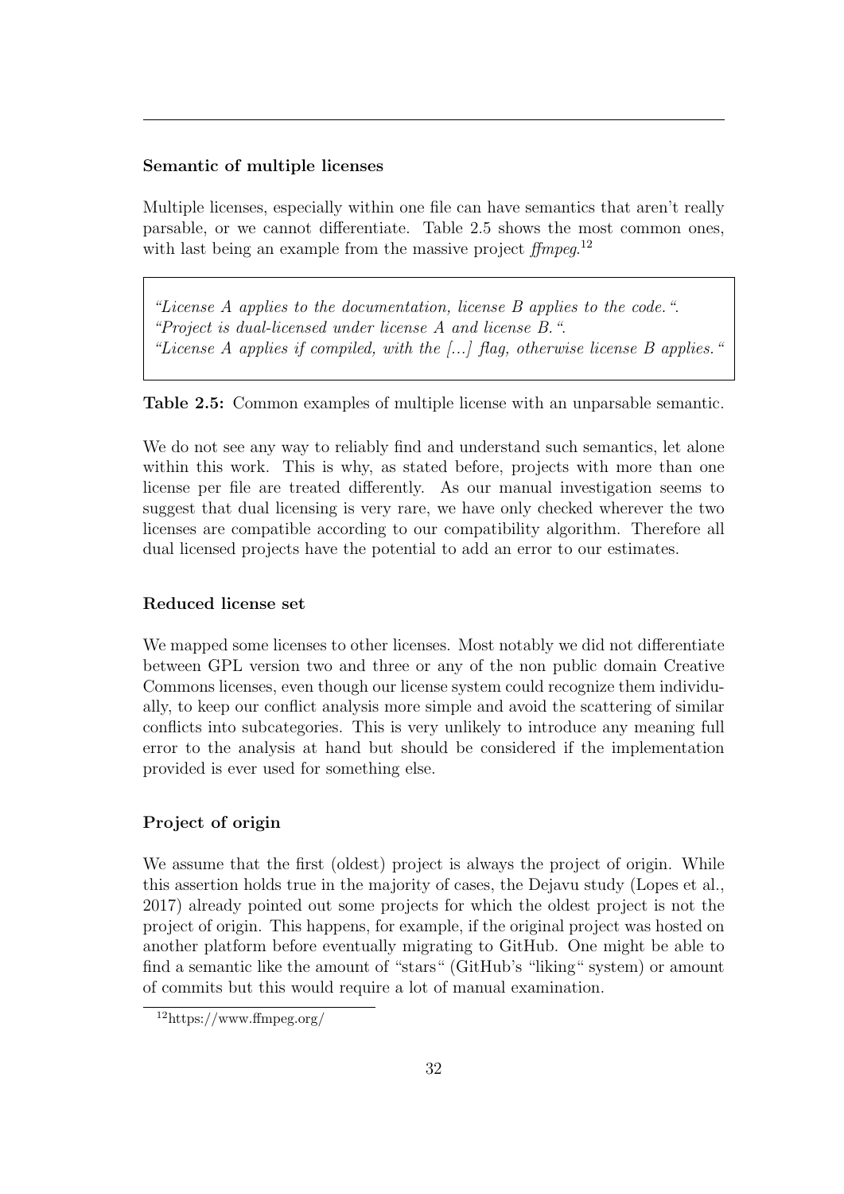### Semantic of multiple licenses

Multiple licenses, especially within one file can have semantics that aren't really parsable, or we cannot differentiate. Table 2.5 shows the most common ones, with last being an example from the massive project *ffmpeg*.[12]

| |
|---|
| *"License A applies to the documentation, license B applies to the code.".* <br> *"Project is dual-licensed under license A and license B.".* <br> *"License A applies if compiled, with the [...] flag, otherwise license B applies."* |

**Table 2.5:** Common examples of multiple license with an unparsable semantic.

We do not see any way to reliably find and understand such semantics, let alone within this work. This is why, as stated before, projects with more than one license per file are treated differently. As our manual investigation seems to suggest that dual licensing is very rare, we have only checked wherever the two licenses are compatible according to our compatibility algorithm. Therefore all dual licensed projects have the potential to add an error to our estimates.

### Reduced license set

We mapped some licenses to other licenses. Most notably we did not differentiate between GPL version two and three or any of the non public domain Creative Commons licenses, even though our license system could recognize them individually, to keep our conflict analysis more simple and avoid the scattering of similar conflicts into subcategories. This is very unlikely to introduce any meaning full error to the analysis at hand but should be considered if the implementation provided is ever used for something else.

### Project of origin

We assume that the first (oldest) project is always the project of origin. While this assertion holds true in the majority of cases, the Dejavu study (Lopes et al., 2017) already pointed out some projects for which the oldest project is not the project of origin. This happens, for example, if the original project was hosted on another platform before eventually migrating to GitHub. One might be able to find a semantic like the amount of "stars" (GitHub's "liking" system) or amount of commits but this would require a lot of manual examination.

[12] https://www.ffmpeg.org/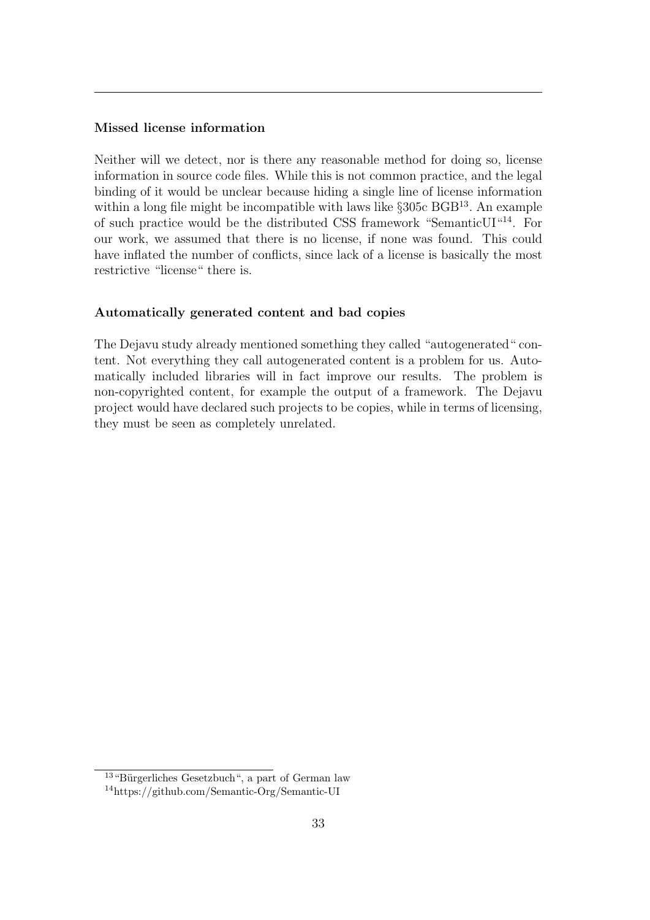### Missed license information

Neither will we detect, nor is there any reasonable method for doing so, license information in source code files. While this is not common practice, and the legal binding of it would be unclear because hiding a single line of license information within a long file might be incompatible with laws like §305c BGB[13]. An example of such practice would be the distributed CSS framework "SemanticUI"[14]. For our work, we assumed that there is no license, if none was found. This could have inflated the number of conflicts, since lack of a license is basically the most restrictive "license" there is.

### Automatically generated content and bad copies

The Dejavu study already mentioned something they called "autogenerated" content. Not everything they call autogenerated content is a problem for us. Automatically included libraries will in fact improve our results. The problem is non-copyrighted content, for example the output of a framework. The Dejavu project would have declared such projects to be copies, while in terms of licensing, they must be seen as completely unrelated.

---

[13] "Bürgerliches Gesetzbuch", a part of German law

[14] https://github.com/Semantic-Org/Semantic-UI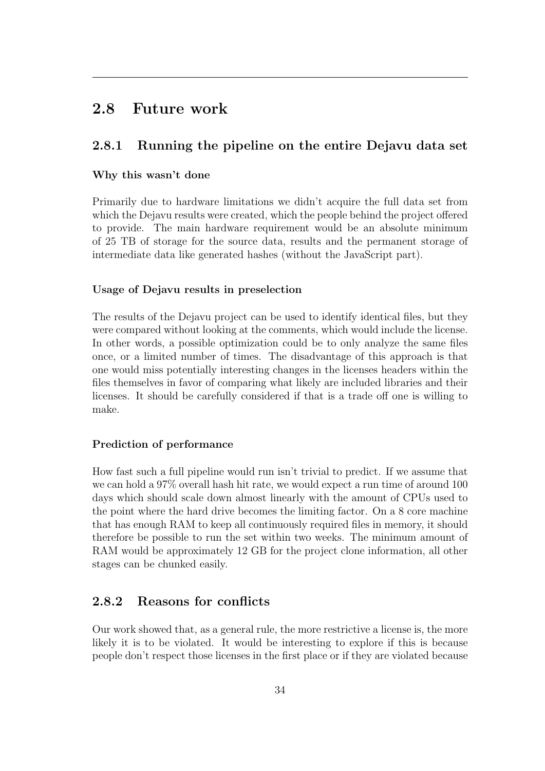## 2.8 Future work

### 2.8.1 Running the pipeline on the entire Dejavu data set

#### Why this wasn't done

Primarily due to hardware limitations we didn't acquire the full data set from which the Dejavu results were created, which the people behind the project offered to provide. The main hardware requirement would be an absolute minimum of 25 TB of storage for the source data, results and the permanent storage of intermediate data like generated hashes (without the JavaScript part).

#### Usage of Dejavu results in preselection

The results of the Dejavu project can be used to identify identical files, but they were compared without looking at the comments, which would include the license. In other words, a possible optimization could be to only analyze the same files once, or a limited number of times. The disadvantage of this approach is that one would miss potentially interesting changes in the licenses headers within the files themselves in favor of comparing what likely are included libraries and their licenses. It should be carefully considered if that is a trade off one is willing to make.

#### Prediction of performance

How fast such a full pipeline would run isn't trivial to predict. If we assume that we can hold a 97% overall hash hit rate, we would expect a run time of around 100 days which should scale down almost linearly with the amount of CPUs used to the point where the hard drive becomes the limiting factor. On a 8 core machine that has enough RAM to keep all continuously required files in memory, it should therefore be possible to run the set within two weeks. The minimum amount of RAM would be approximately 12 GB for the project clone information, all other stages can be chunked easily.

### 2.8.2 Reasons for conflicts

Our work showed that, as a general rule, the more restrictive a license is, the more likely it is to be violated. It would be interesting to explore if this is because people don't respect those licenses in the first place or if they are violated because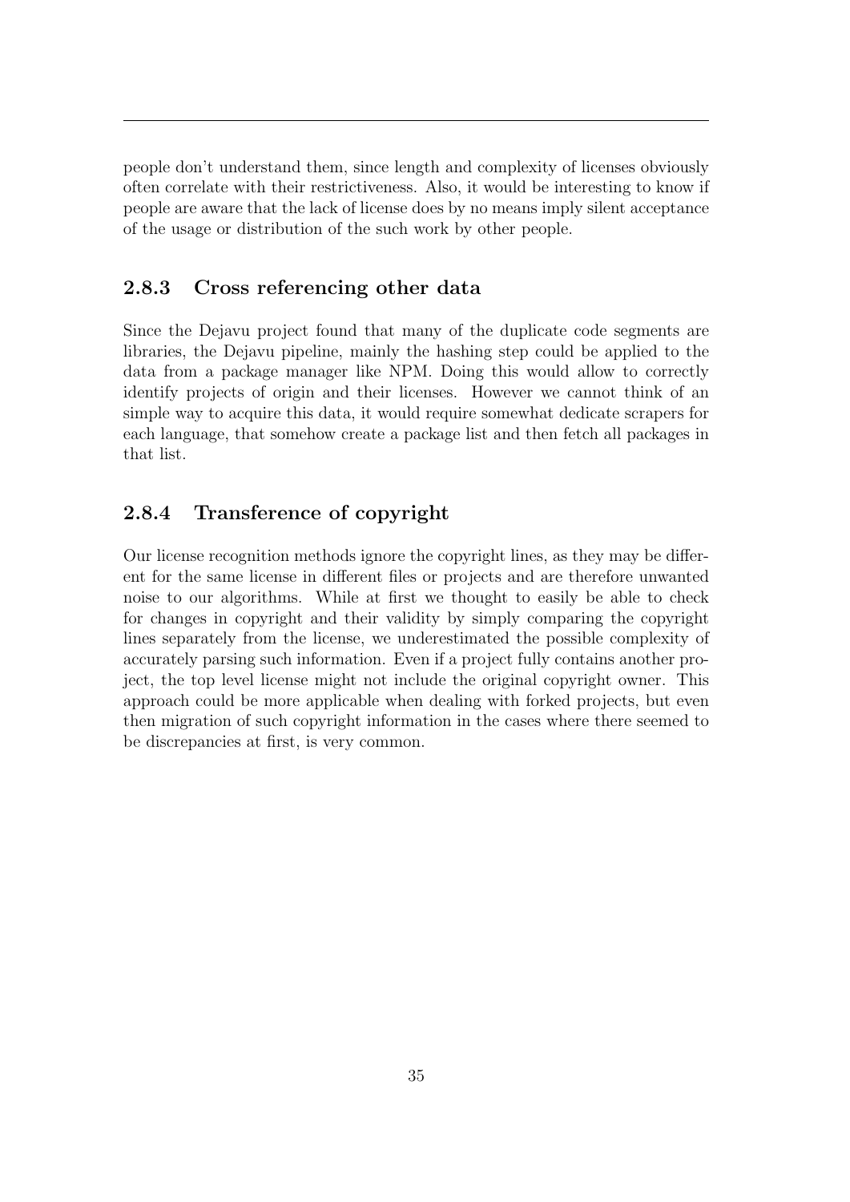people don't understand them, since length and complexity of licenses obviously often correlate with their restrictiveness. Also, it would be interesting to know if people are aware that the lack of license does by no means imply silent acceptance of the usage or distribution of the such work by other people.

### 2.8.3 Cross referencing other data

Since the Dejavu project found that many of the duplicate code segments are libraries, the Dejavu pipeline, mainly the hashing step could be applied to the data from a package manager like NPM. Doing this would allow to correctly identify projects of origin and their licenses. However we cannot think of an simple way to acquire this data, it would require somewhat dedicate scrapers for each language, that somehow create a package list and then fetch all packages in that list.

### 2.8.4 Transference of copyright

Our license recognition methods ignore the copyright lines, as they may be different for the same license in different files or projects and are therefore unwanted noise to our algorithms. While at first we thought to easily be able to check for changes in copyright and their validity by simply comparing the copyright lines separately from the license, we underestimated the possible complexity of accurately parsing such information. Even if a project fully contains another project, the top level license might not include the original copyright owner. This approach could be more applicable when dealing with forked projects, but even then migration of such copyright information in the cases where there seemed to be discrepancies at first, is very common.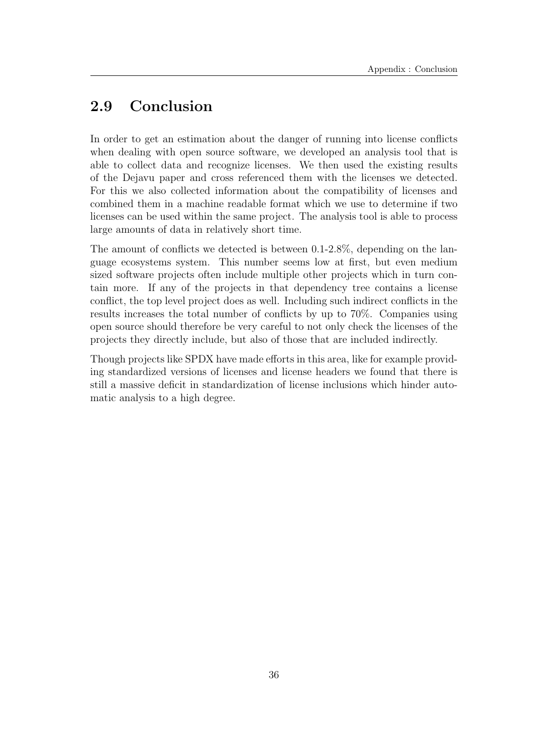## 2.9 Conclusion

In order to get an estimation about the danger of running into license conflicts when dealing with open source software, we developed an analysis tool that is able to collect data and recognize licenses. We then used the existing results of the Dejavu paper and cross referenced them with the licenses we detected. For this we also collected information about the compatibility of licenses and combined them in a machine readable format which we use to determine if two licenses can be used within the same project. The analysis tool is able to process large amounts of data in relatively short time.

The amount of conflicts we detected is between 0.1-2.8%, depending on the language ecosystems system. This number seems low at first, but even medium sized software projects often include multiple other projects which in turn contain more. If any of the projects in that dependency tree contains a license conflict, the top level project does as well. Including such indirect conflicts in the results increases the total number of conflicts by up to 70%. Companies using open source should therefore be very careful to not only check the licenses of the projects they directly include, but also of those that are included indirectly.

Though projects like SPDX have made efforts in this area, like for example providing standardized versions of licenses and license headers we found that there is still a massive deficit in standardization of license inclusions which hinder automatic analysis to a high degree.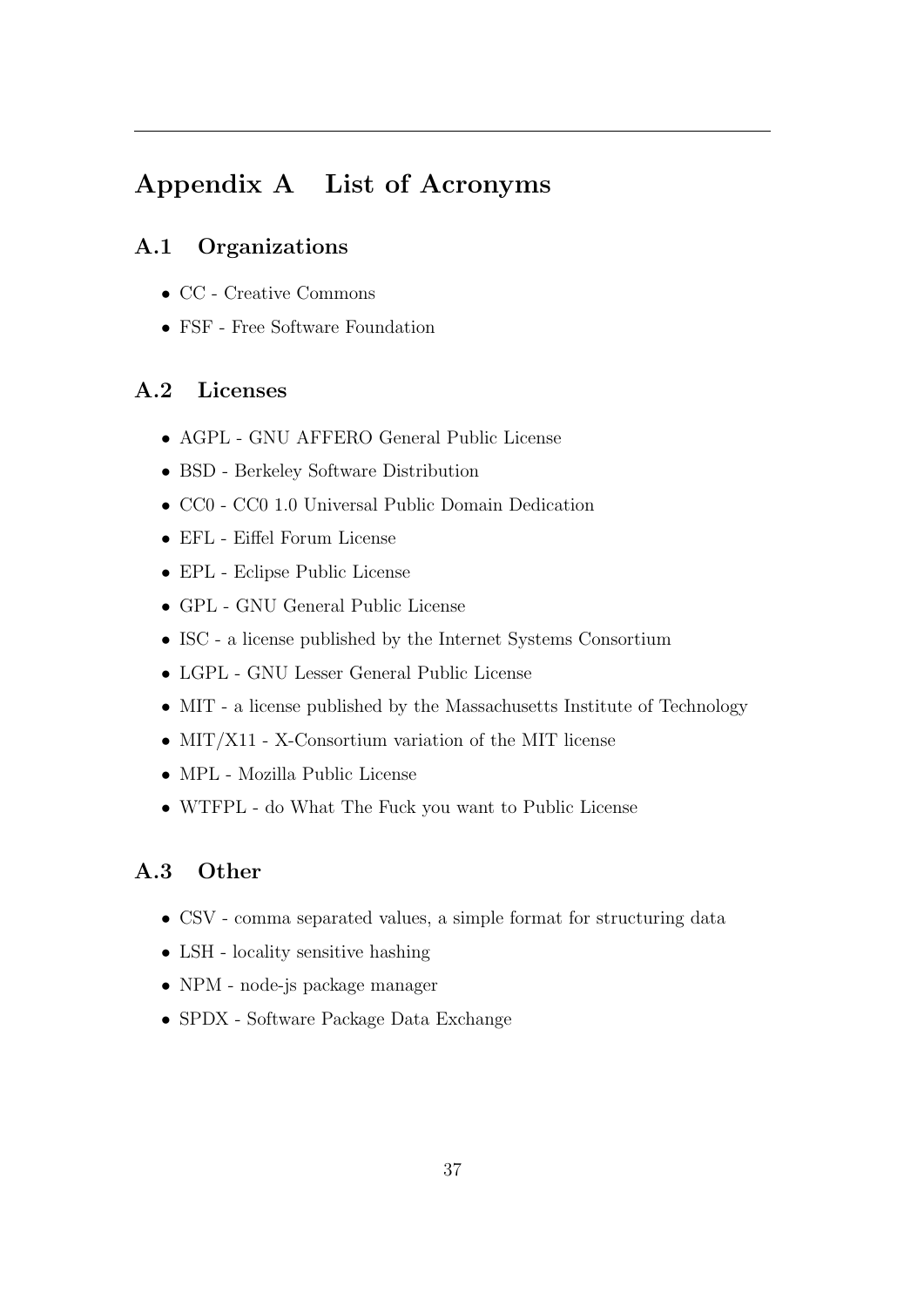# Appendix A List of Acronyms

## A.1 Organizations

- CC - Creative Commons
- FSF - Free Software Foundation

## A.2 Licenses

- AGPL - GNU AFFERO General Public License
- BSD - Berkeley Software Distribution
- CC0 - CC0 1.0 Universal Public Domain Dedication
- EFL - Eiffel Forum License
- EPL - Eclipse Public License
- GPL - GNU General Public License
- ISC - a license published by the Internet Systems Consortium
- LGPL - GNU Lesser General Public License
- MIT - a license published by the Massachusetts Institute of Technology
- MIT/X11 - X-Consortium variation of the MIT license
- MPL - Mozilla Public License
- WTFPL - do What The Fuck you want to Public License

## A.3 Other

- CSV - comma separated values, a simple format for structuring data
- LSH - locality sensitive hashing
- NPM - node-js package manager
- SPDX - Software Package Data Exchange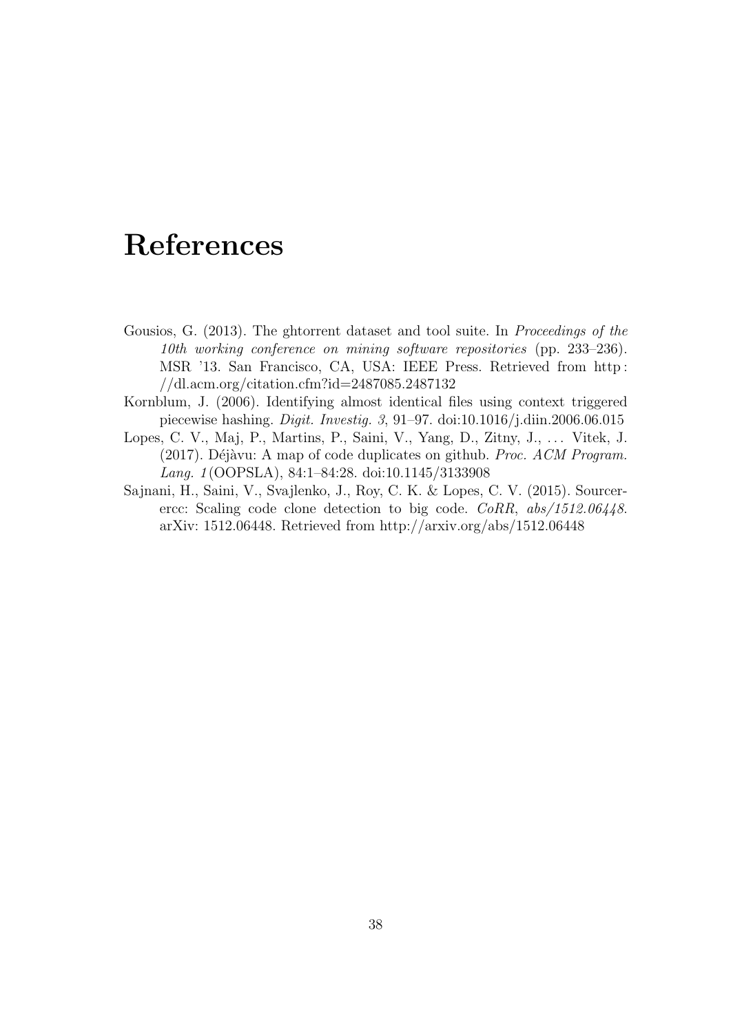# References

Gousios, G. (2013). The ghtorrent dataset and tool suite. In *Proceedings of the 10th working conference on mining software repositories* (pp. 233–236). MSR '13. San Francisco, CA, USA: IEEE Press. Retrieved from http://dl.acm.org/citation.cfm?id=2487085.2487132

Kornblum, J. (2006). Identifying almost identical files using context triggered piecewise hashing. *Digit. Investig. 3*, 91–97. doi:10.1016/j.diin.2006.06.015

Lopes, C. V., Maj, P., Martins, P., Saini, V., Yang, D., Zitny, J., ... Vitek, J. (2017). Déjàvu: A map of code duplicates on github. *Proc. ACM Program. Lang. 1*(OOPSLA), 84:1–84:28. doi:10.1145/3133908

Sajnani, H., Saini, V., Svajlenko, J., Roy, C. K. & Lopes, C. V. (2015). Sourcerercc: Scaling code clone detection to big code. *CoRR*, *abs/1512.06448*. arXiv: 1512.06448. Retrieved from http://arxiv.org/abs/1512.06448